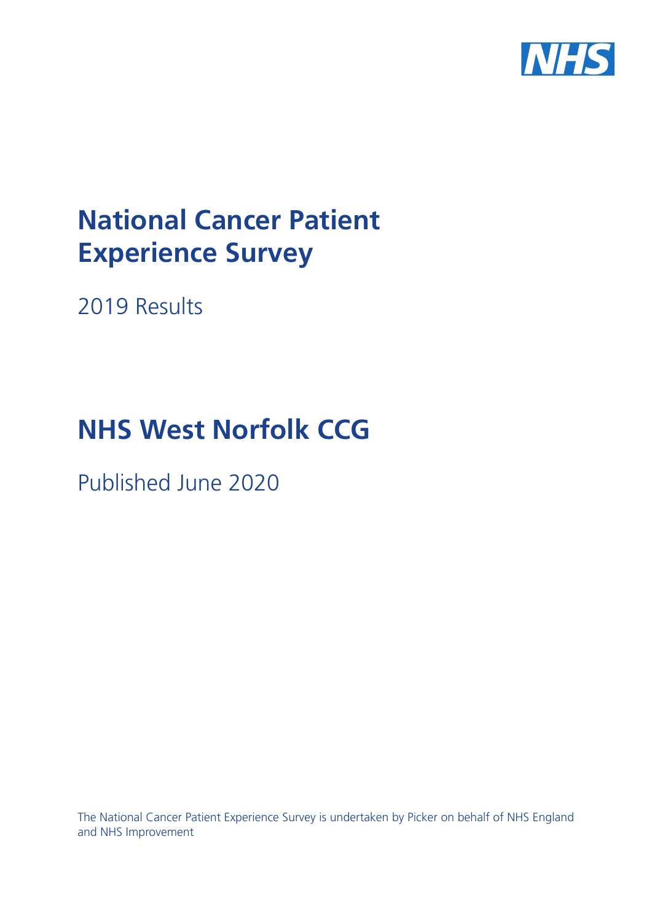# National Cancer Patient Experience Survey

2019 Results

# NHS West Norfolk CCG

Published June 2020

The National Cancer Patient Experience Survey is undertaken by Picker on behalf of NHS England and NHS Improvement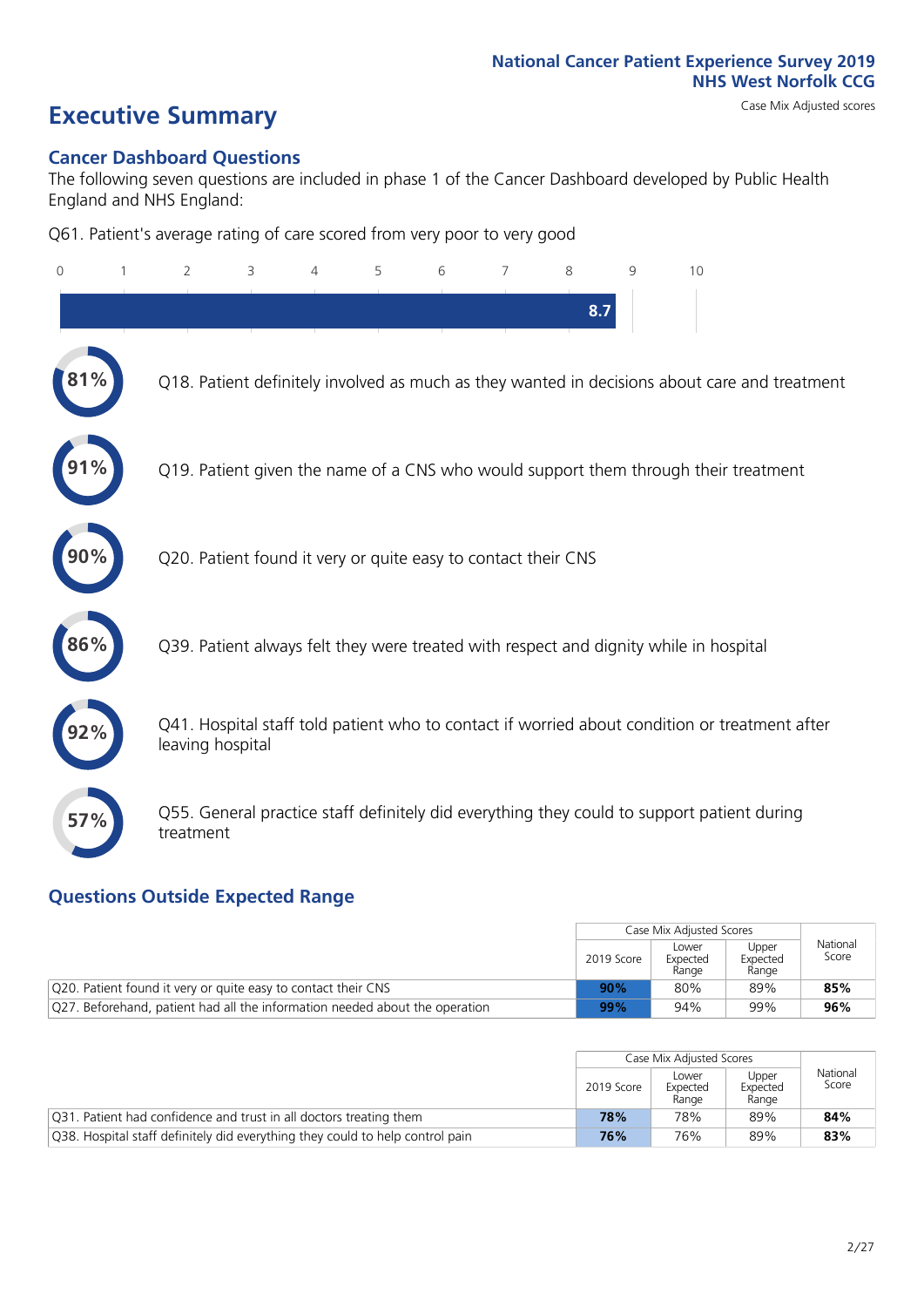National Cancer Patient Experience Survey 2019
NHS West Norfolk CCG

# Executive Summary

Case Mix Adjusted scores

## Cancer Dashboard Questions

The following seven questions are included in phase 1 of the Cancer Dashboard developed by Public Health England and NHS England:

Q61. Patient's average rating of care scored from very poor to very good

8.7

- 81% Q18. Patient definitely involved as much as they wanted in decisions about care and treatment
- 91% Q19. Patient given the name of a CNS who would support them through their treatment
- 90% Q20. Patient found it very or quite easy to contact their CNS
- 86% Q39. Patient always felt they were treated with respect and dignity while in hospital
- 92% Q41. Hospital staff told patient who to contact if worried about condition or treatment after leaving hospital
- 57% Q55. General practice staff definitely did everything they could to support patient during treatment

## Questions Outside Expected Range

| | Case Mix Adjusted Scores | | | National Score |
|---|---|---|---|---|
| | 2019 Score | Lower Expected Range | Upper Expected Range | |
| Q20. Patient found it very or quite easy to contact their CNS | **90%** | 80% | 89% | **85%** |
| Q27. Beforehand, patient had all the information needed about the operation | **99%** | 94% | 99% | **96%** |

| | Case Mix Adjusted Scores | | | National Score |
|---|---|---|---|---|
| | 2019 Score | Lower Expected Range | Upper Expected Range | |
| Q31. Patient had confidence and trust in all doctors treating them | **78%** | 78% | 89% | **84%** |
| Q38. Hospital staff definitely did everything they could to help control pain | **76%** | 76% | 89% | **83%** |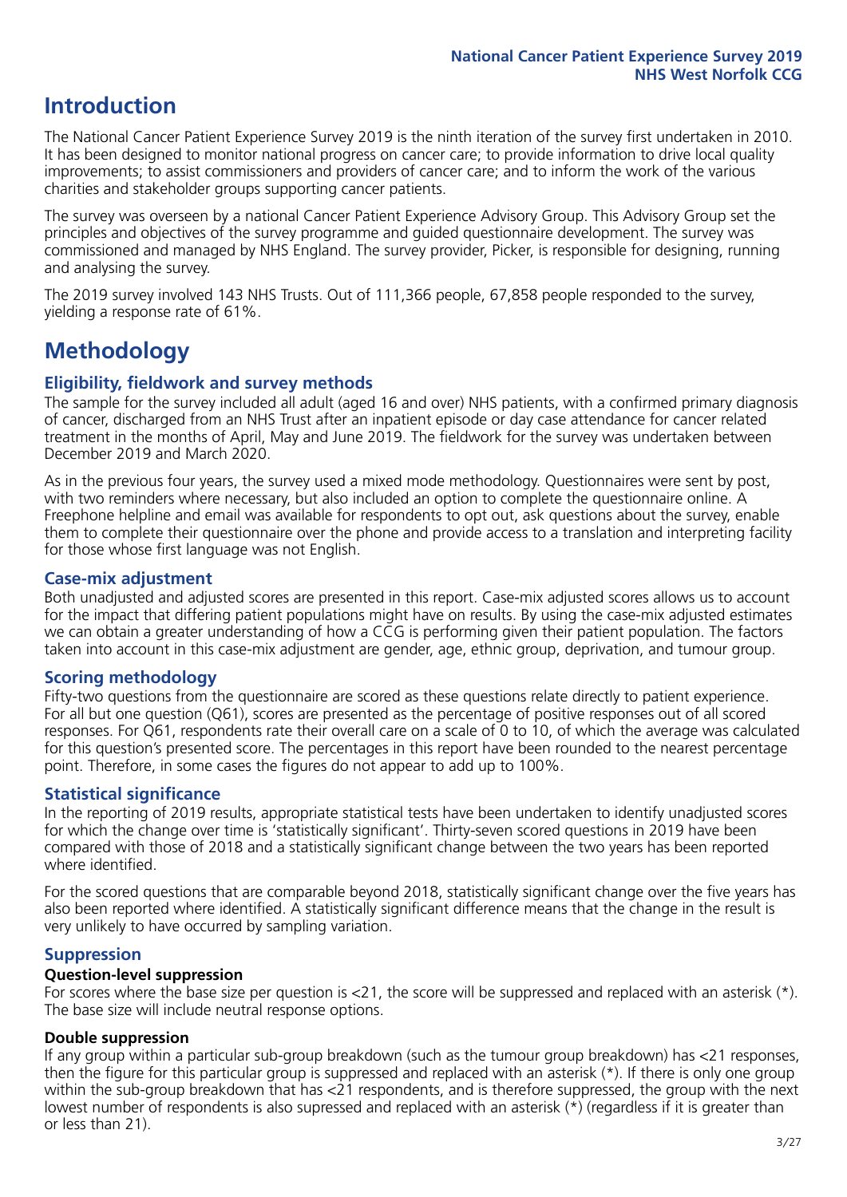# Introduction

The National Cancer Patient Experience Survey 2019 is the ninth iteration of the survey first undertaken in 2010. It has been designed to monitor national progress on cancer care; to provide information to drive local quality improvements; to assist commissioners and providers of cancer care; and to inform the work of the various charities and stakeholder groups supporting cancer patients.

The survey was overseen by a national Cancer Patient Experience Advisory Group. This Advisory Group set the principles and objectives of the survey programme and guided questionnaire development. The survey was commissioned and managed by NHS England. The survey provider, Picker, is responsible for designing, running and analysing the survey.

The 2019 survey involved 143 NHS Trusts. Out of 111,366 people, 67,858 people responded to the survey, yielding a response rate of 61%.

# Methodology

### Eligibility, fieldwork and survey methods

The sample for the survey included all adult (aged 16 and over) NHS patients, with a confirmed primary diagnosis of cancer, discharged from an NHS Trust after an inpatient episode or day case attendance for cancer related treatment in the months of April, May and June 2019. The fieldwork for the survey was undertaken between December 2019 and March 2020.

As in the previous four years, the survey used a mixed mode methodology. Questionnaires were sent by post, with two reminders where necessary, but also included an option to complete the questionnaire online. A Freephone helpline and email was available for respondents to opt out, ask questions about the survey, enable them to complete their questionnaire over the phone and provide access to a translation and interpreting facility for those whose first language was not English.

### Case-mix adjustment

Both unadjusted and adjusted scores are presented in this report. Case-mix adjusted scores allows us to account for the impact that differing patient populations might have on results. By using the case-mix adjusted estimates we can obtain a greater understanding of how a CCG is performing given their patient population. The factors taken into account in this case-mix adjustment are gender, age, ethnic group, deprivation, and tumour group.

### Scoring methodology

Fifty-two questions from the questionnaire are scored as these questions relate directly to patient experience. For all but one question (Q61), scores are presented as the percentage of positive responses out of all scored responses. For Q61, respondents rate their overall care on a scale of 0 to 10, of which the average was calculated for this question's presented score. The percentages in this report have been rounded to the nearest percentage point. Therefore, in some cases the figures do not appear to add up to 100%.

### Statistical significance

In the reporting of 2019 results, appropriate statistical tests have been undertaken to identify unadjusted scores for which the change over time is 'statistically significant'. Thirty-seven scored questions in 2019 have been compared with those of 2018 and a statistically significant change between the two years has been reported where identified.

For the scored questions that are comparable beyond 2018, statistically significant change over the five years has also been reported where identified. A statistically significant difference means that the change in the result is very unlikely to have occurred by sampling variation.

### Suppression

#### Question-level suppression

For scores where the base size per question is <21, the score will be suppressed and replaced with an asterisk (*). The base size will include neutral response options.

#### Double suppression

If any group within a particular sub-group breakdown (such as the tumour group breakdown) has <21 responses, then the figure for this particular group is suppressed and replaced with an asterisk (*). If there is only one group within the sub-group breakdown that has <21 respondents, and is therefore suppressed, the group with the next lowest number of respondents is also supressed and replaced with an asterisk (*) (regardless if it is greater than or less than 21).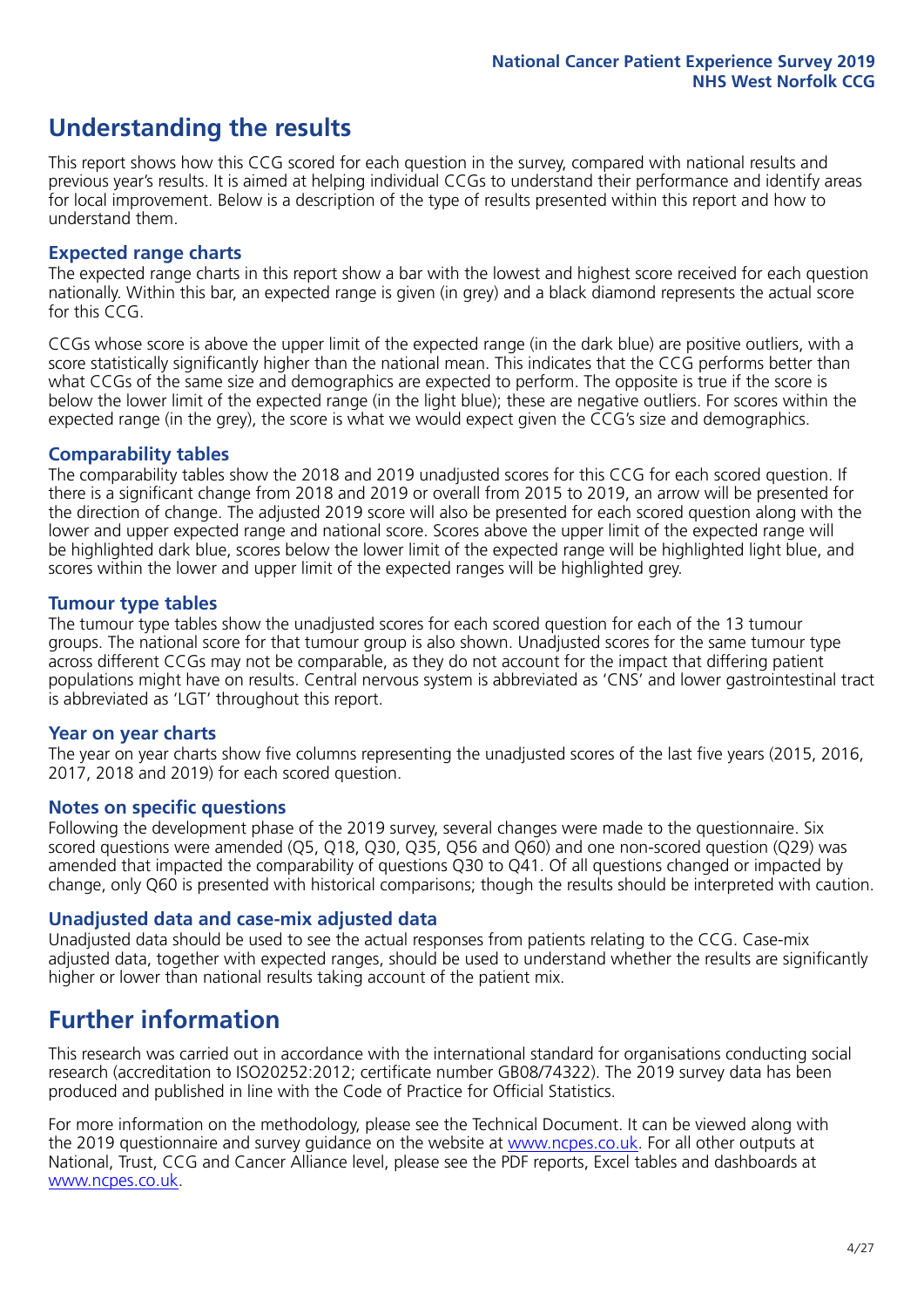## Understanding the results

This report shows how this CCG scored for each question in the survey, compared with national results and previous year's results. It is aimed at helping individual CCGs to understand their performance and identify areas for local improvement. Below is a description of the type of results presented within this report and how to understand them.

### Expected range charts

The expected range charts in this report show a bar with the lowest and highest score received for each question nationally. Within this bar, an expected range is given (in grey) and a black diamond represents the actual score for this CCG.

CCGs whose score is above the upper limit of the expected range (in the dark blue) are positive outliers, with a score statistically significantly higher than the national mean. This indicates that the CCG performs better than what CCGs of the same size and demographics are expected to perform. The opposite is true if the score is below the lower limit of the expected range (in the light blue); these are negative outliers. For scores within the expected range (in the grey), the score is what we would expect given the CCG's size and demographics.

### Comparability tables

The comparability tables show the 2018 and 2019 unadjusted scores for this CCG for each scored question. If there is a significant change from 2018 and 2019 or overall from 2015 to 2019, an arrow will be presented for the direction of change. The adjusted 2019 score will also be presented for each scored question along with the lower and upper expected range and national score. Scores above the upper limit of the expected range will be highlighted dark blue, scores below the lower limit of the expected range will be highlighted light blue, and scores within the lower and upper limit of the expected ranges will be highlighted grey.

### Tumour type tables

The tumour type tables show the unadjusted scores for each scored question for each of the 13 tumour groups. The national score for that tumour group is also shown. Unadjusted scores for the same tumour type across different CCGs may not be comparable, as they do not account for the impact that differing patient populations might have on results. Central nervous system is abbreviated as 'CNS' and lower gastrointestinal tract is abbreviated as 'LGT' throughout this report.

### Year on year charts

The year on year charts show five columns representing the unadjusted scores of the last five years (2015, 2016, 2017, 2018 and 2019) for each scored question.

### Notes on specific questions

Following the development phase of the 2019 survey, several changes were made to the questionnaire. Six scored questions were amended (Q5, Q18, Q30, Q35, Q56 and Q60) and one non-scored question (Q29) was amended that impacted the comparability of questions Q30 to Q41. Of all questions changed or impacted by change, only Q60 is presented with historical comparisons; though the results should be interpreted with caution.

### Unadjusted data and case-mix adjusted data

Unadjusted data should be used to see the actual responses from patients relating to the CCG. Case-mix adjusted data, together with expected ranges, should be used to understand whether the results are significantly higher or lower than national results taking account of the patient mix.

## Further information

This research was carried out in accordance with the international standard for organisations conducting social research (accreditation to ISO20252:2012; certificate number GB08/74322). The 2019 survey data has been produced and published in line with the Code of Practice for Official Statistics.

For more information on the methodology, please see the Technical Document. It can be viewed along with the 2019 questionnaire and survey guidance on the website at www.ncpes.co.uk. For all other outputs at National, Trust, CCG and Cancer Alliance level, please see the PDF reports, Excel tables and dashboards at www.ncpes.co.uk.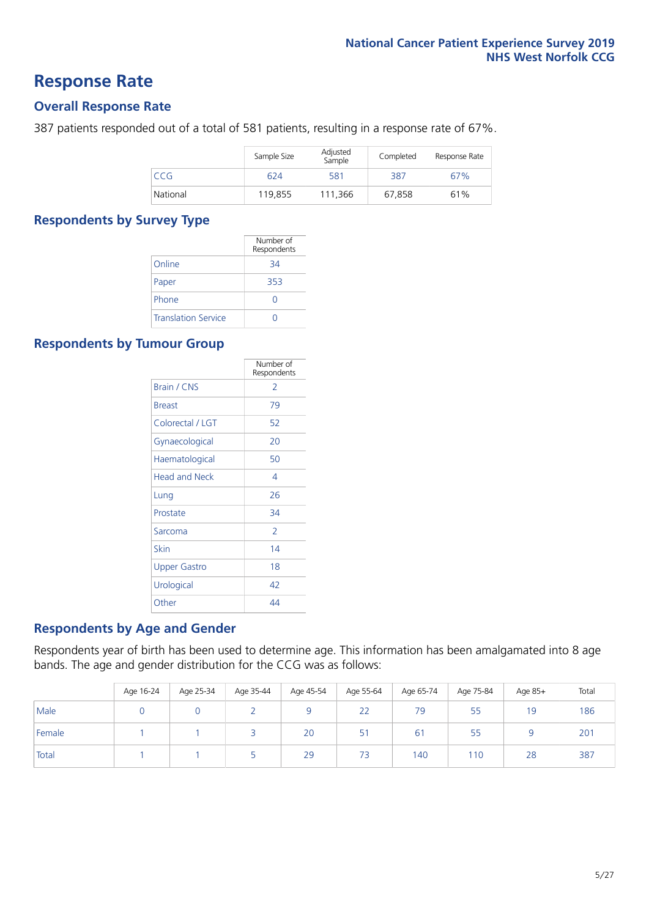# Response Rate

## Overall Response Rate

387 patients responded out of a total of 581 patients, resulting in a response rate of 67%.

| | Sample Size | Adjusted Sample | Completed | Response Rate |
|---|---|---|---|---|
| CCG | 624 | 581 | 387 | 67% |
| National | 119,855 | 111,366 | 67,858 | 61% |

## Respondents by Survey Type

| | Number of Respondents |
|---|---|
| Online | 34 |
| Paper | 353 |
| Phone | 0 |
| Translation Service | 0 |

## Respondents by Tumour Group

| | Number of Respondents |
|---|---|
| Brain / CNS | 2 |
| Breast | 79 |
| Colorectal / LGT | 52 |
| Gynaecological | 20 |
| Haematological | 50 |
| Head and Neck | 4 |
| Lung | 26 |
| Prostate | 34 |
| Sarcoma | 2 |
| Skin | 14 |
| Upper Gastro | 18 |
| Urological | 42 |
| Other | 44 |

## Respondents by Age and Gender

Respondents year of birth has been used to determine age. This information has been amalgamated into 8 age bands. The age and gender distribution for the CCG was as follows:

| | Age 16-24 | Age 25-34 | Age 35-44 | Age 45-54 | Age 55-64 | Age 65-74 | Age 75-84 | Age 85+ | Total |
|---|---|---|---|---|---|---|---|---|---|
| Male | 0 | 0 | 2 | 9 | 22 | 79 | 55 | 19 | 186 |
| Female | 1 | 1 | 3 | 20 | 51 | 61 | 55 | 9 | 201 |
| Total | 1 | 1 | 5 | 29 | 73 | 140 | 110 | 28 | 387 |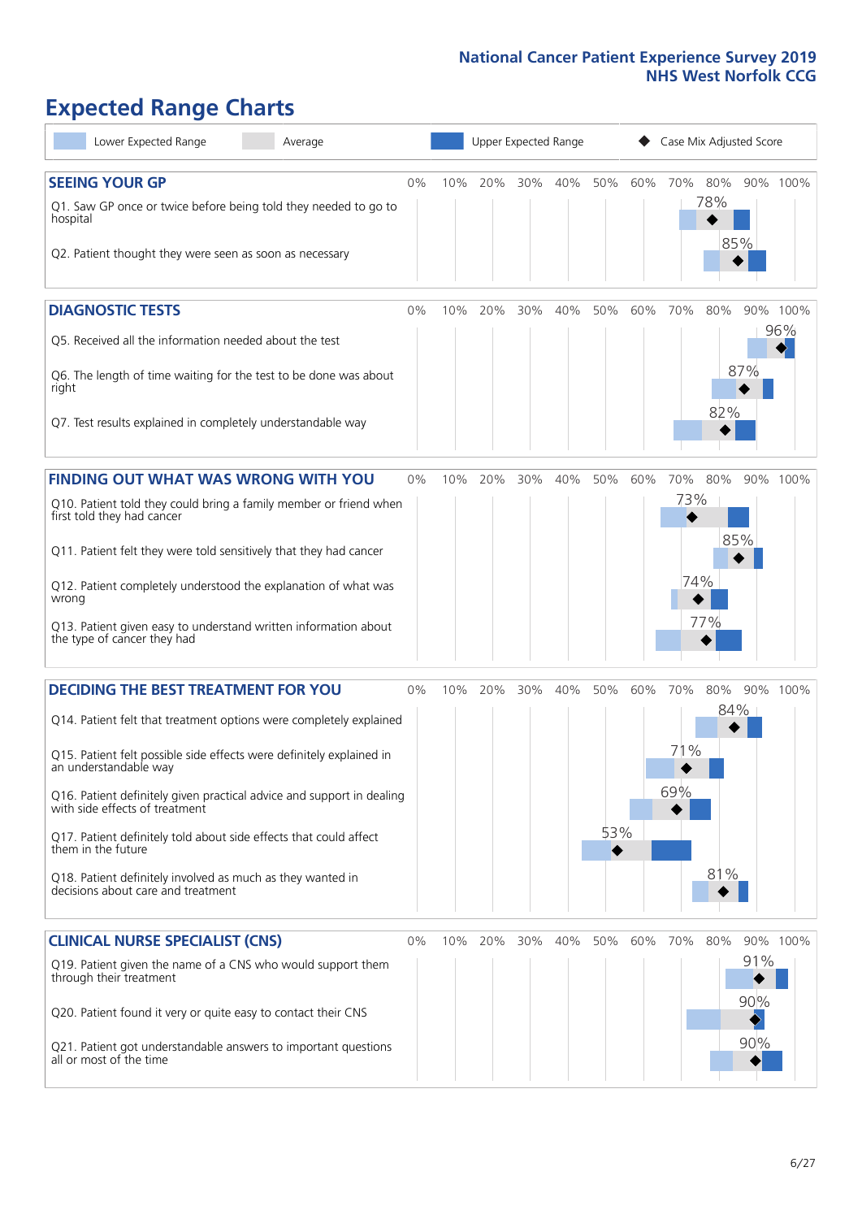# Expected Range Charts

Lower Expected Range | Average | Upper Expected Range | Case Mix Adjusted Score

## SEEING YOUR GP

| Question | Case Mix Adjusted Score |
|---|---|
| Q1. Saw GP once or twice before being told they needed to go to hospital | 78% |
| Q2. Patient thought they were seen as soon as necessary | 85% |

## DIAGNOSTIC TESTS

| Question | Case Mix Adjusted Score |
|---|---|
| Q5. Received all the information needed about the test | 96% |
| Q6. The length of time waiting for the test to be done was about right | 87% |
| Q7. Test results explained in completely understandable way | 82% |

## FINDING OUT WHAT WAS WRONG WITH YOU

| Question | Case Mix Adjusted Score |
|---|---|
| Q10. Patient told they could bring a family member or friend when first told they had cancer | 73% |
| Q11. Patient felt they were told sensitively that they had cancer | 85% |
| Q12. Patient completely understood the explanation of what was wrong | 74% |
| Q13. Patient given easy to understand written information about the type of cancer they had | 77% |

## DECIDING THE BEST TREATMENT FOR YOU

| Question | Case Mix Adjusted Score |
|---|---|
| Q14. Patient felt that treatment options were completely explained | 84% |
| Q15. Patient felt possible side effects were definitely explained in an understandable way | 71% |
| Q16. Patient definitely given practical advice and support in dealing with side effects of treatment | 69% |
| Q17. Patient definitely told about side effects that could affect them in the future | 53% |
| Q18. Patient definitely involved as much as they wanted in decisions about care and treatment | 81% |

## CLINICAL NURSE SPECIALIST (CNS)

| Question | Case Mix Adjusted Score |
|---|---|
| Q19. Patient given the name of a CNS who would support them through their treatment | 91% |
| Q20. Patient found it very or quite easy to contact their CNS | 90% |
| Q21. Patient got understandable answers to important questions all or most of the time | 90% |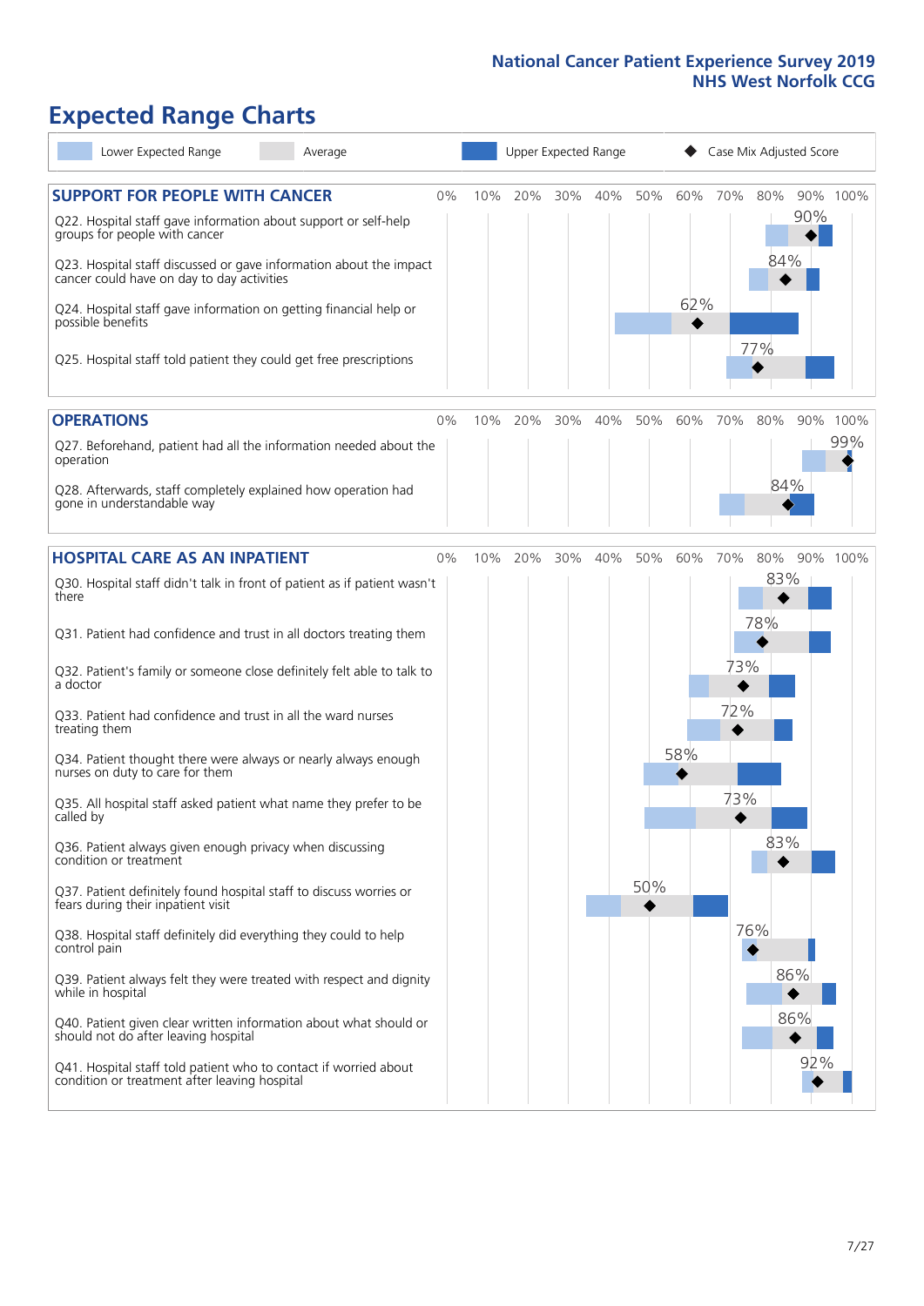# Expected Range Charts

Lower Expected Range | Average | Upper Expected Range | Case Mix Adjusted Score

## SUPPORT FOR PEOPLE WITH CANCER

| Question | Case Mix Adjusted Score |
|---|---|
| Q22. Hospital staff gave information about support or self-help groups for people with cancer | 90% |
| Q23. Hospital staff discussed or gave information about the impact cancer could have on day to day activities | 84% |
| Q24. Hospital staff gave information on getting financial help or possible benefits | 62% |
| Q25. Hospital staff told patient they could get free prescriptions | 77% |

## OPERATIONS

| Question | Case Mix Adjusted Score |
|---|---|
| Q27. Beforehand, patient had all the information needed about the operation | 99% |
| Q28. Afterwards, staff completely explained how operation had gone in understandable way | 84% |

## HOSPITAL CARE AS AN INPATIENT

| Question | Case Mix Adjusted Score |
|---|---|
| Q30. Hospital staff didn't talk in front of patient as if patient wasn't there | 83% |
| Q31. Patient had confidence and trust in all doctors treating them | 78% |
| Q32. Patient's family or someone close definitely felt able to talk to a doctor | 73% |
| Q33. Patient had confidence and trust in all the ward nurses treating them | 72% |
| Q34. Patient thought there were always or nearly always enough nurses on duty to care for them | 58% |
| Q35. All hospital staff asked patient what name they prefer to be called by | 73% |
| Q36. Patient always given enough privacy when discussing condition or treatment | 83% |
| Q37. Patient definitely found hospital staff to discuss worries or fears during their inpatient visit | 50% |
| Q38. Hospital staff definitely did everything they could to help control pain | 76% |
| Q39. Patient always felt they were treated with respect and dignity while in hospital | 86% |
| Q40. Patient given clear written information about what should or should not do after leaving hospital | 86% |
| Q41. Hospital staff told patient who to contact if worried about condition or treatment after leaving hospital | 92% |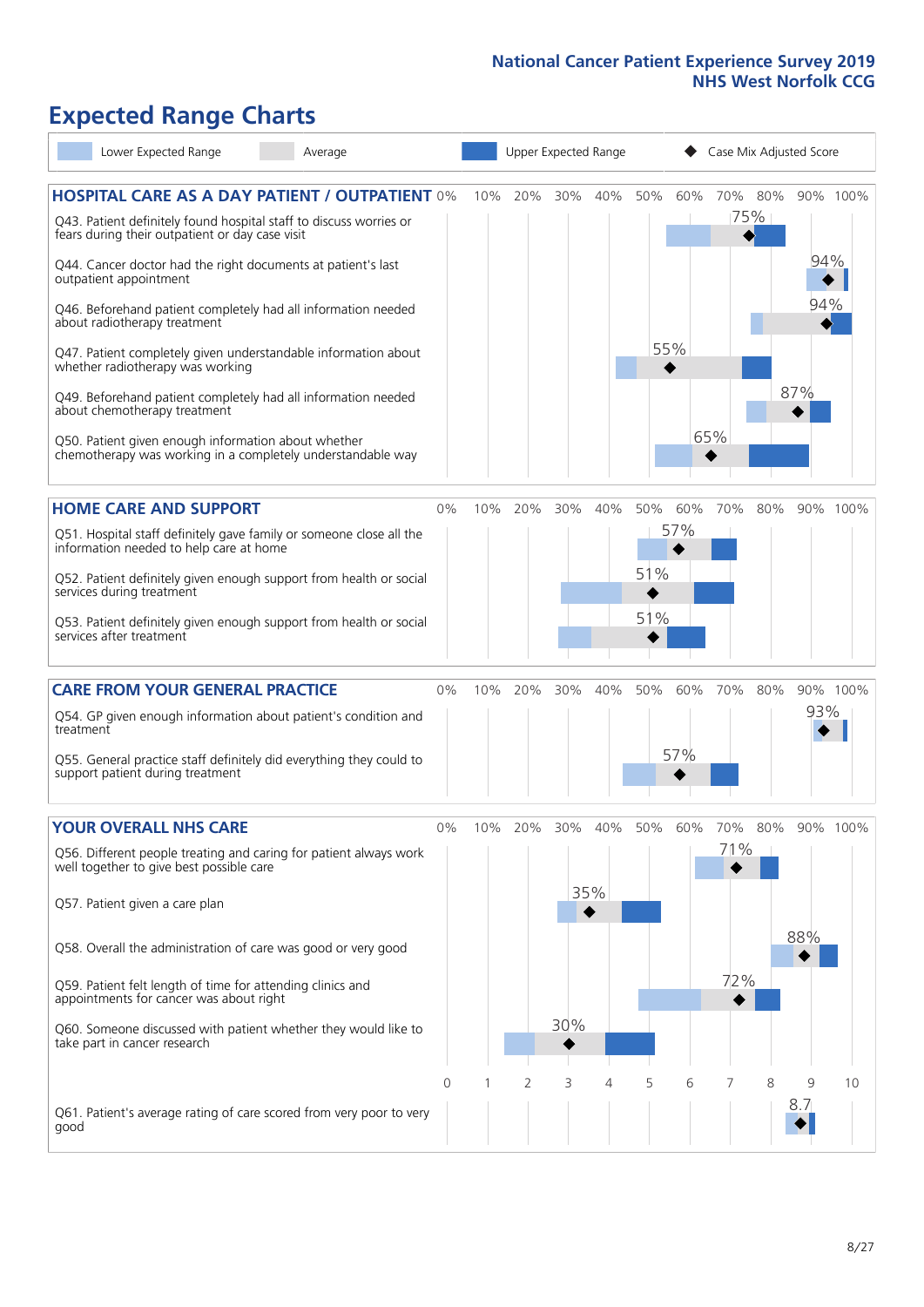# Expected Range Charts

Lower Expected Range | Average | Upper Expected Range | ◆ Case Mix Adjusted Score

## HOSPITAL CARE AS A DAY PATIENT / OUTPATIENT

| Question | Case Mix Adjusted Score |
|---|---|
| Q43. Patient definitely found hospital staff to discuss worries or fears during their outpatient or day case visit | 75% |
| Q44. Cancer doctor had the right documents at patient's last outpatient appointment | 94% |
| Q46. Beforehand patient completely had all information needed about radiotherapy treatment | 94% |
| Q47. Patient completely given understandable information about whether radiotherapy treatment was working | 55% |
| Q49. Beforehand patient completely had all information needed about chemotherapy treatment | 87% |
| Q50. Patient given enough information about whether chemotherapy was working in a completely understandable way | 65% |

## HOME CARE AND SUPPORT

| Question | Case Mix Adjusted Score |
|---|---|
| Q51. Hospital staff definitely gave family or someone close all the information needed to help care at home | 57% |
| Q52. Patient definitely given enough support from health or social services during treatment | 51% |
| Q53. Patient definitely given enough support from health or social services after treatment | 51% |

## CARE FROM YOUR GENERAL PRACTICE

| Question | Case Mix Adjusted Score |
|---|---|
| Q54. GP given enough information about patient's condition and treatment | 93% |
| Q55. General practice staff definitely did everything they could to support patient during treatment | 57% |

## YOUR OVERALL NHS CARE

| Question | Case Mix Adjusted Score |
|---|---|
| Q56. Different people treating and caring for patient always work well together to give best possible care | 71% |
| Q57. Patient given a care plan | 35% |
| Q58. Overall the administration of care was good or very good | 88% |
| Q59. Patient felt length of time for attending clinics and appointments for cancer was about right | 72% |
| Q60. Someone discussed with patient whether they would like to take part in cancer research | 30% |
| Q61. Patient's average rating of care scored from very poor to very good | 8.7 |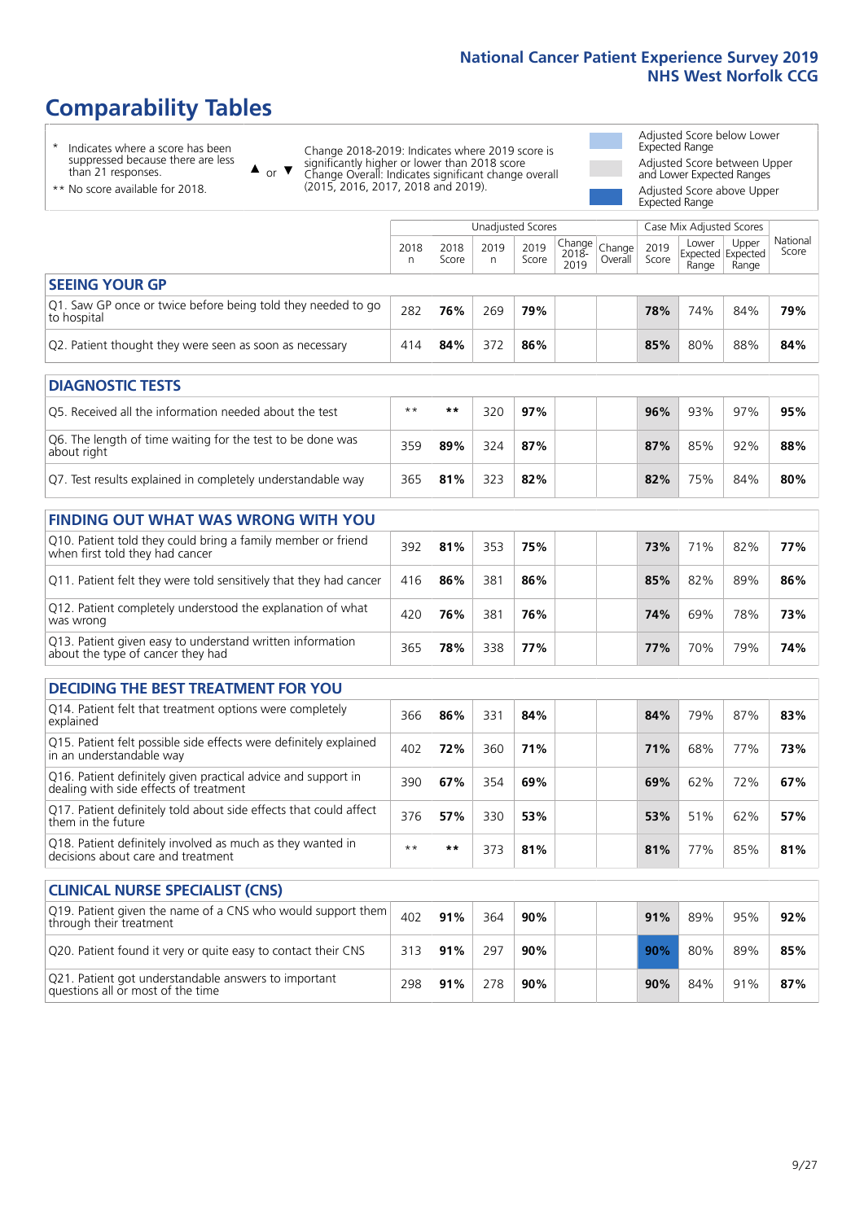# Comparability Tables

\* Indicates where a score has been suppressed because there are less than 21 responses.

\*\* No score available for 2018.

▲ or ▼ Change 2018-2019: Indicates where 2019 score is significantly higher or lower than 2018 score. Change Overall: Indicates significant change overall (2015, 2016, 2017, 2018 and 2019).

Adjusted Score below Lower Expected Range

Adjusted Score between Upper and Lower Expected Ranges

Adjusted Score above Upper Expected Range

| | Unadjusted Scores | | | | | | Case Mix Adjusted Scores | | | |
|---|---|---|---|---|---|---|---|---|---|---|
| | 2018 n | 2018 Score | 2019 n | 2019 Score | Change 2018-2019 | Change Overall | 2019 Score | Lower Expected Range | Upper Expected Range | National Score |
| **SEEING YOUR GP** | | | | | | | | | | |
| Q1. Saw GP once or twice before being told they needed to go to hospital | 282 | **76%** | 269 | **79%** | | | **78%** | 74% | 84% | **79%** |
| Q2. Patient thought they were seen as soon as necessary | 414 | **84%** | 372 | **86%** | | | **85%** | 80% | 88% | **84%** |
| **DIAGNOSTIC TESTS** | | | | | | | | | | |
| Q5. Received all the information needed about the test | ** | ** | 320 | **97%** | | | **96%** | 93% | 97% | **95%** |
| Q6. The length of time waiting for the test to be done was about right | 359 | **89%** | 324 | **87%** | | | **87%** | 85% | 92% | **88%** |
| Q7. Test results explained in completely understandable way | 365 | **81%** | 323 | **82%** | | | **82%** | 75% | 84% | **80%** |
| **FINDING OUT WHAT WAS WRONG WITH YOU** | | | | | | | | | | |
| Q10. Patient told they could bring a family member or friend when first told they had cancer | 392 | **81%** | 353 | **75%** | | | **73%** | 71% | 82% | **77%** |
| Q11. Patient felt they were told sensitively that they had cancer | 416 | **86%** | 381 | **86%** | | | **85%** | 82% | 89% | **86%** |
| Q12. Patient completely understood the explanation of what was wrong | 420 | **76%** | 381 | **76%** | | | **74%** | 69% | 78% | **73%** |
| Q13. Patient given easy to understand written information about the type of cancer they had | 365 | **78%** | 338 | **77%** | | | **77%** | 70% | 79% | **74%** |
| **DECIDING THE BEST TREATMENT FOR YOU** | | | | | | | | | | |
| Q14. Patient felt that treatment options were completely explained | 366 | **86%** | 331 | **84%** | | | **84%** | 79% | 87% | **83%** |
| Q15. Patient felt possible side effects were definitely explained in an understandable way | 402 | **72%** | 360 | **71%** | | | **71%** | 68% | 77% | **73%** |
| Q16. Patient definitely given practical advice and support in dealing with side effects of treatment | 390 | **67%** | 354 | **69%** | | | **69%** | 62% | 72% | **67%** |
| Q17. Patient definitely told about side effects that could affect them in the future | 376 | **57%** | 330 | **53%** | | | **53%** | 51% | 62% | **57%** |
| Q18. Patient definitely involved as much as they wanted in decisions about care and treatment | ** | ** | 373 | **81%** | | | **81%** | 77% | 85% | **81%** |
| **CLINICAL NURSE SPECIALIST (CNS)** | | | | | | | | | | |
| Q19. Patient given the name of a CNS who would support them through their treatment | 402 | **91%** | 364 | **90%** | | | **91%** | 89% | 95% | **92%** |
| Q20. Patient found it very or quite easy to contact their CNS | 313 | **91%** | 297 | **90%** | | | **90%** | 80% | 89% | **85%** |
| Q21. Patient got understandable answers to important questions all or most of the time | 298 | **91%** | 278 | **90%** | | | **90%** | 84% | 91% | **87%** |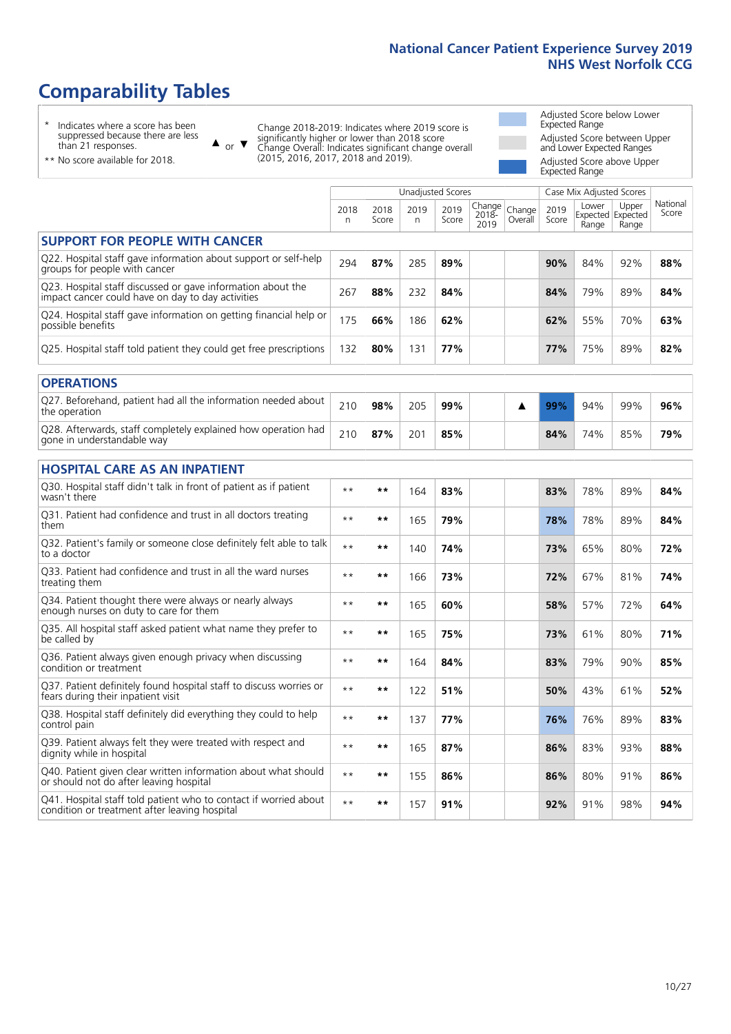# Comparability Tables

- \* Indicates where a score has been suppressed because there are less than 21 responses.
- \*\* No score available for 2018.

▲ or ▼ Change 2018-2019: Indicates where 2019 score is significantly higher or lower than 2018 score. Change Overall: Indicates significant change overall (2015, 2016, 2017, 2018 and 2019).

- Adjusted Score below Lower Expected Range
- Adjusted Score between Upper and Lower Expected Ranges
- Adjusted Score above Upper Expected Range

| | Unadjusted Scores | | | | | | Case Mix Adjusted Scores | | | |
|---|---|---|---|---|---|---|---|---|---|---|
| | 2018 n | 2018 Score | 2019 n | 2019 Score | Change 2018-2019 | Change Overall | 2019 Score | Lower Expected Range | Upper Expected Range | National Score |
| **SUPPORT FOR PEOPLE WITH CANCER** | | | | | | | | | | |
| Q22. Hospital staff gave information about support or self-help groups for people with cancer | 294 | **87%** | 285 | **89%** | | | **90%** | 84% | 92% | **88%** |
| Q23. Hospital staff discussed or gave information about the impact cancer could have on day to day activities | 267 | **88%** | 232 | **84%** | | | **84%** | 79% | 89% | **84%** |
| Q24. Hospital staff gave information on getting financial help or possible benefits | 175 | **66%** | 186 | **62%** | | | **62%** | 55% | 70% | **63%** |
| Q25. Hospital staff told patient they could get free prescriptions | 132 | **80%** | 131 | **77%** | | | **77%** | 75% | 89% | **82%** |
| **OPERATIONS** | | | | | | | | | | |
| Q27. Beforehand, patient had all the information needed about the operation | 210 | **98%** | 205 | **99%** | | ▲ | **99%** | 94% | 99% | **96%** |
| Q28. Afterwards, staff completely explained how operation had gone in understandable way | 210 | **87%** | 201 | **85%** | | | **84%** | 74% | 85% | **79%** |
| **HOSPITAL CARE AS AN INPATIENT** | | | | | | | | | | |
| Q30. Hospital staff didn't talk in front of patient as if patient wasn't there | ** | ** | 164 | **83%** | | | **83%** | 78% | 89% | **84%** |
| Q31. Patient had confidence and trust in all doctors treating them | ** | ** | 165 | **79%** | | | **78%** | 78% | 89% | **84%** |
| Q32. Patient's family or someone close definitely felt able to talk to a doctor | ** | ** | 140 | **74%** | | | **73%** | 65% | 80% | **72%** |
| Q33. Patient had confidence and trust in all the ward nurses treating them | ** | ** | 166 | **73%** | | | **72%** | 67% | 81% | **74%** |
| Q34. Patient thought there were always or nearly always enough nurses on duty to care for them | ** | ** | 165 | **60%** | | | **58%** | 57% | 72% | **64%** |
| Q35. All hospital staff asked patient what name they prefer to be called by | ** | ** | 165 | **75%** | | | **73%** | 61% | 80% | **71%** |
| Q36. Patient always given enough privacy when discussing condition or treatment | ** | ** | 164 | **84%** | | | **83%** | 79% | 90% | **85%** |
| Q37. Patient definitely found hospital staff to discuss worries or fears during their inpatient visit | ** | ** | 122 | **51%** | | | **50%** | 43% | 61% | **52%** |
| Q38. Hospital staff definitely did everything they could to help control pain | ** | ** | 137 | **77%** | | | **76%** | 76% | 89% | **83%** |
| Q39. Patient always felt they were treated with respect and dignity while in hospital | ** | ** | 165 | **87%** | | | **86%** | 83% | 93% | **88%** |
| Q40. Patient given clear written information about what should or should not do after leaving hospital | ** | ** | 155 | **86%** | | | **86%** | 80% | 91% | **86%** |
| Q41. Hospital staff told patient who to contact if worried about condition or treatment after leaving hospital | ** | ** | 157 | **91%** | | | **92%** | 91% | 98% | **94%** |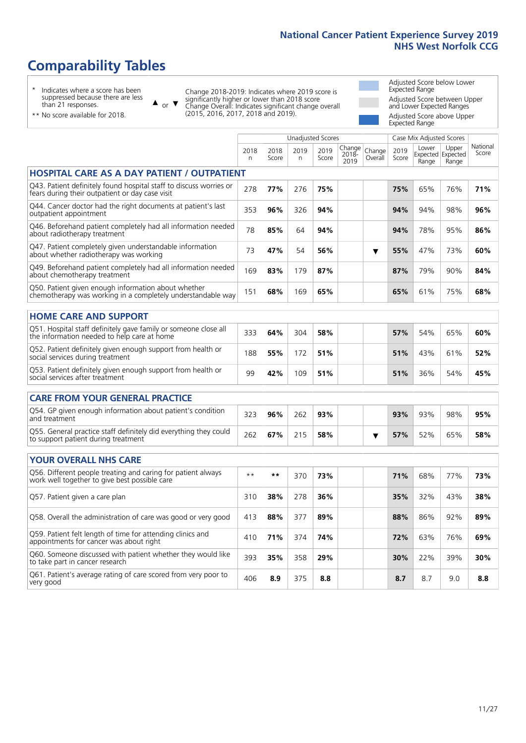# Comparability Tables

\* Indicates where a score has been suppressed because there are less than 21 responses.

** No score available for 2018.

▲ or ▼ Change 2018-2019: Indicates where 2019 score is significantly higher or lower than 2018 score. Change Overall: Indicates significant change overall (2015, 2016, 2017, 2018 and 2019).

Adjusted Score below Lower Expected Range

Adjusted Score between Upper and Lower Expected Ranges

Adjusted Score above Upper Expected Range

| | Unadjusted Scores | | | | | | Case Mix Adjusted Scores | | | |
|---|---|---|---|---|---|---|---|---|---|---|
| | 2018 n | 2018 Score | 2019 n | 2019 Score | Change 2018-2019 | Change Overall | 2019 Score | Lower Expected Range | Upper Expected Range | National Score |
| **HOSPITAL CARE AS A DAY PATIENT / OUTPATIENT** | | | | | | | | | | |
| Q43. Patient definitely found hospital staff to discuss worries or fears during their outpatient or day case visit | 278 | **77%** | 276 | **75%** | | | **75%** | 65% | 76% | **71%** |
| Q44. Cancer doctor had the right documents at patient's last outpatient appointment | 353 | **96%** | 326 | **94%** | | | **94%** | 94% | 98% | **96%** |
| Q46. Beforehand patient completely had all information needed about radiotherapy treatment | 78 | **85%** | 64 | **94%** | | | **94%** | 78% | 95% | **86%** |
| Q47. Patient completely given understandable information about whether radiotherapy was working | 73 | **47%** | 54 | **56%** | | ▼ | **55%** | 47% | 73% | **60%** |
| Q49. Beforehand patient completely had all information needed about chemotherapy treatment | 169 | **83%** | 179 | **87%** | | | **87%** | 79% | 90% | **84%** |
| Q50. Patient given enough information about whether chemotherapy was working in a completely understandable way | 151 | **68%** | 169 | **65%** | | | **65%** | 61% | 75% | **68%** |
| **HOME CARE AND SUPPORT** | | | | | | | | | | |
| Q51. Hospital staff definitely gave family or someone close all the information needed to help care at home | 333 | **64%** | 304 | **58%** | | | **57%** | 54% | 65% | **60%** |
| Q52. Patient definitely given enough support from health or social services during treatment | 188 | **55%** | 172 | **51%** | | | **51%** | 43% | 61% | **52%** |
| Q53. Patient definitely given enough support from health or social services after treatment | 99 | **42%** | 109 | **51%** | | | **51%** | 36% | 54% | **45%** |
| **CARE FROM YOUR GENERAL PRACTICE** | | | | | | | | | | |
| Q54. GP given enough information about patient's condition and treatment | 323 | **96%** | 262 | **93%** | | | **93%** | 93% | 98% | **95%** |
| Q55. General practice staff definitely did everything they could to support patient during treatment | 262 | **67%** | 215 | **58%** | | ▼ | **57%** | 52% | 65% | **58%** |
| **YOUR OVERALL NHS CARE** | | | | | | | | | | |
| Q56. Different people treating and caring for patient always work well together to give best possible care | ** | ** | 370 | **73%** | | | **71%** | 68% | 77% | **73%** |
| Q57. Patient given a care plan | 310 | **38%** | 278 | **36%** | | | **35%** | 32% | 43% | **38%** |
| Q58. Overall the administration of care was good or very good | 413 | **88%** | 377 | **89%** | | | **88%** | 86% | 92% | **89%** |
| Q59. Patient felt length of time for attending clinics and appointments for cancer was about right | 410 | **71%** | 374 | **74%** | | | **72%** | 63% | 76% | **69%** |
| Q60. Someone discussed with patient whether they would like to take part in cancer research | 393 | **35%** | 358 | **29%** | | | **30%** | 22% | 39% | **30%** |
| Q61. Patient's average rating of care scored from very poor to very good | 406 | **8.9** | 375 | **8.8** | | | **8.7** | 8.7 | 9.0 | **8.8** |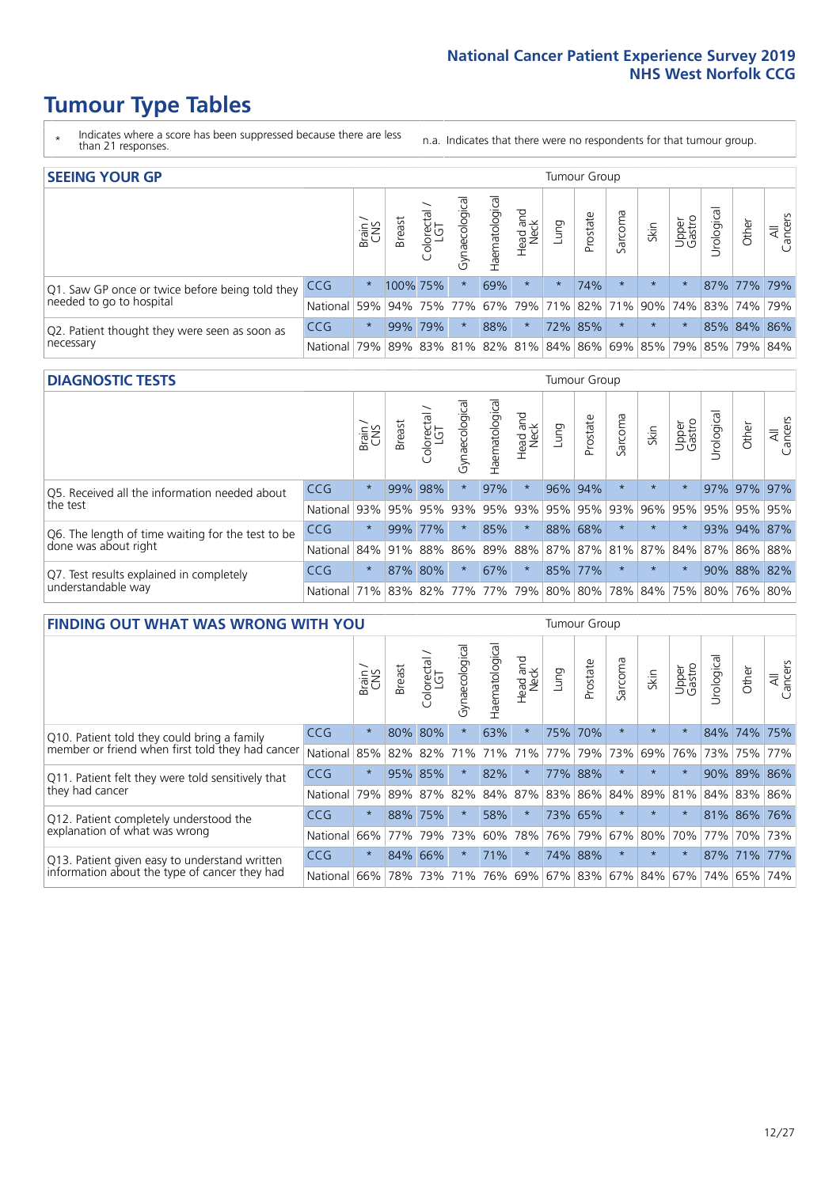# Tumour Type Tables

\* Indicates where a score has been suppressed because there are less than 21 responses.

n.a. Indicates that there were no respondents for that tumour group.

## SEEING YOUR GP

| | | Brain / CNS | Breast | Colorectal / LGT | Gynaecological | Haematological | Head and Neck | Lung | Prostate | Sarcoma | Skin | Upper Gastro | Urological | Other | All Cancers |
|---|---|---|---|---|---|---|---|---|---|---|---|---|---|---|---|
| Q1. Saw GP once or twice before being told they needed to go to hospital | CCG | * | 100% | 75% | * | 69% | * | * | 74% | * | * | * | 87% | 77% | 79% |
| | National | 59% | 94% | 75% | 77% | 67% | 79% | 71% | 82% | 71% | 90% | 74% | 83% | 74% | 79% |
| Q2. Patient thought they were seen as soon as necessary | CCG | * | 99% | 79% | * | 88% | * | 72% | 85% | * | * | * | 85% | 84% | 86% |
| | National | 79% | 89% | 83% | 81% | 82% | 81% | 84% | 86% | 69% | 85% | 79% | 85% | 79% | 84% |

## DIAGNOSTIC TESTS

| | | Brain / CNS | Breast | Colorectal / LGT | Gynaecological | Haematological | Head and Neck | Lung | Prostate | Sarcoma | Skin | Upper Gastro | Urological | Other | All Cancers |
|---|---|---|---|---|---|---|---|---|---|---|---|---|---|---|---|
| Q5. Received all the information needed about the test | CCG | * | 99% | 98% | * | 97% | * | 96% | 94% | * | * | * | 97% | 97% | 97% |
| | National | 93% | 95% | 95% | 93% | 95% | 93% | 95% | 95% | 93% | 96% | 95% | 95% | 95% | 95% |
| Q6. The length of time waiting for the test to be done was about right | CCG | * | 99% | 77% | * | 85% | * | 88% | 68% | * | * | * | 93% | 94% | 87% |
| | National | 84% | 91% | 88% | 86% | 89% | 88% | 87% | 87% | 81% | 87% | 84% | 87% | 86% | 88% |
| Q7. Test results explained in completely understandable way | CCG | * | 87% | 80% | * | 67% | * | 85% | 77% | * | * | * | 90% | 88% | 82% |
| | National | 71% | 83% | 82% | 77% | 77% | 79% | 80% | 80% | 78% | 84% | 75% | 80% | 76% | 80% |

## FINDING OUT WHAT WAS WRONG WITH YOU

| | | Brain / CNS | Breast | Colorectal / LGT | Gynaecological | Haematological | Head and Neck | Lung | Prostate | Sarcoma | Skin | Upper Gastro | Urological | Other | All Cancers |
|---|---|---|---|---|---|---|---|---|---|---|---|---|---|---|---|
| Q10. Patient told they could bring a family member or friend when first told they had cancer | CCG | * | 80% | 80% | * | 63% | * | 75% | 70% | * | * | * | 84% | 74% | 75% |
| | National | 85% | 82% | 82% | 71% | 71% | 71% | 77% | 79% | 73% | 69% | 76% | 73% | 75% | 77% |
| Q11. Patient felt they were told sensitively that they had cancer | CCG | * | 95% | 85% | * | 82% | * | 77% | 88% | * | * | * | 90% | 89% | 86% |
| | National | 79% | 89% | 87% | 82% | 84% | 87% | 83% | 86% | 84% | 89% | 81% | 84% | 83% | 86% |
| Q12. Patient completely understood the explanation of what was wrong | CCG | * | 88% | 75% | * | 58% | * | 73% | 65% | * | * | * | 81% | 86% | 76% |
| | National | 66% | 77% | 79% | 73% | 60% | 78% | 76% | 79% | 67% | 80% | 70% | 77% | 70% | 73% |
| Q13. Patient given easy to understand written information about the type of cancer they had | CCG | * | 84% | 66% | * | 71% | * | 74% | 88% | * | * | * | 87% | 71% | 77% |
| | National | 66% | 78% | 73% | 71% | 76% | 69% | 67% | 83% | 67% | 84% | 67% | 74% | 65% | 74% |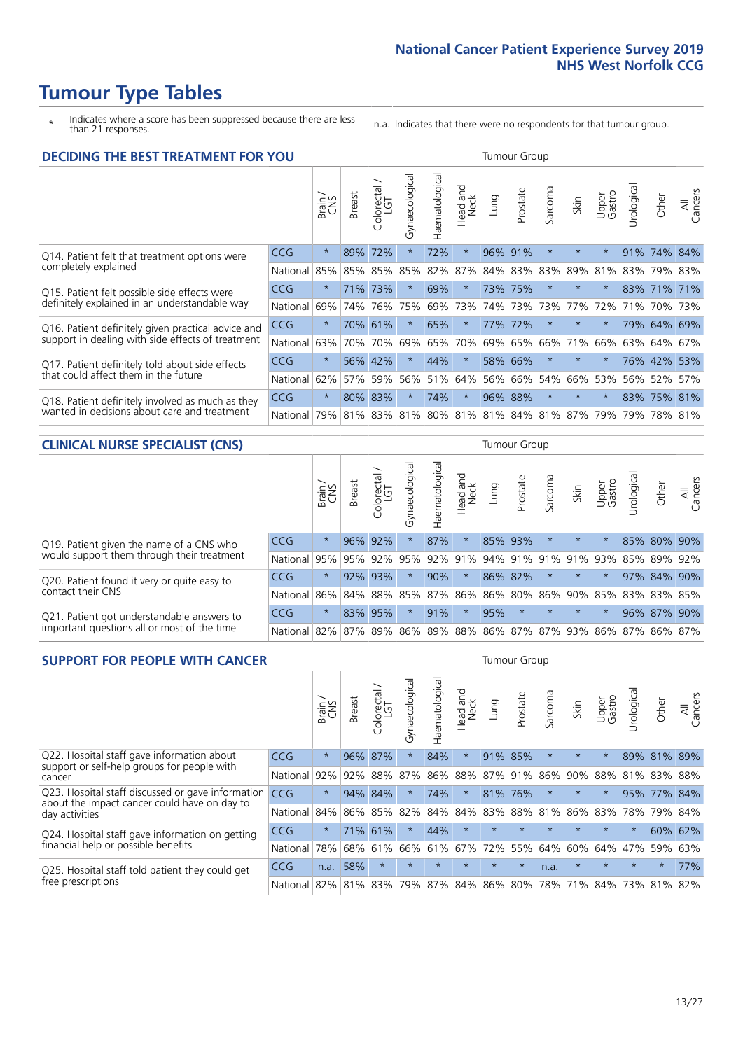# Tumour Type Tables

\* Indicates where a score has been suppressed because there are less than 21 responses.

n.a. Indicates that there were no respondents for that tumour group.

## DECIDING THE BEST TREATMENT FOR YOU

| | | Brain / CNS | Breast | Colorectal / LGT | Gynaecological | Haematological | Head and Neck | Lung | Prostate | Sarcoma | Skin | Upper Gastro | Urological | Other | All Cancers |
|---|---|---|---|---|---|---|---|---|---|---|---|---|---|---|---|
| Q14. Patient felt that treatment options were completely explained | CCG | * | 89% | 72% | * | 72% | * | 96% | 91% | * | * | * | 91% | 74% | 84% |
| | National | 85% | 85% | 85% | 85% | 82% | 87% | 84% | 83% | 83% | 89% | 81% | 83% | 79% | 83% |
| Q15. Patient felt possible side effects were definitely explained in an understandable way | CCG | * | 71% | 73% | * | 69% | * | 73% | 75% | * | * | * | 83% | 71% | 71% |
| | National | 69% | 74% | 76% | 75% | 69% | 73% | 74% | 73% | 73% | 77% | 72% | 71% | 70% | 73% |
| Q16. Patient definitely given practical advice and support in dealing with side effects of treatment | CCG | * | 70% | 61% | * | 65% | * | 77% | 72% | * | * | * | 79% | 64% | 69% |
| | National | 63% | 70% | 70% | 69% | 65% | 70% | 69% | 65% | 66% | 71% | 66% | 63% | 64% | 67% |
| Q17. Patient definitely told about side effects that could affect them in the future | CCG | * | 56% | 42% | * | 44% | * | 58% | 66% | * | * | * | 76% | 42% | 53% |
| | National | 62% | 57% | 59% | 56% | 51% | 64% | 56% | 66% | 54% | 66% | 53% | 56% | 52% | 57% |
| Q18. Patient definitely involved as much as they wanted in decisions about care and treatment | CCG | * | 80% | 83% | * | 74% | * | 96% | 88% | * | * | * | 83% | 75% | 81% |
| | National | 79% | 81% | 83% | 81% | 80% | 81% | 81% | 84% | 81% | 87% | 79% | 79% | 78% | 81% |

## CLINICAL NURSE SPECIALIST (CNS)

| | | Brain / CNS | Breast | Colorectal / LGT | Gynaecological | Haematological | Head and Neck | Lung | Prostate | Sarcoma | Skin | Upper Gastro | Urological | Other | All Cancers |
|---|---|---|---|---|---|---|---|---|---|---|---|---|---|---|---|
| Q19. Patient given the name of a CNS who would support them through their treatment | CCG | * | 96% | 92% | * | 87% | * | 85% | 93% | * | * | * | 85% | 80% | 90% |
| | National | 95% | 95% | 92% | 95% | 92% | 91% | 94% | 91% | 91% | 91% | 93% | 85% | 89% | 92% |
| Q20. Patient found it very or quite easy to contact their CNS | CCG | * | 92% | 93% | * | 90% | * | 86% | 82% | * | * | * | 97% | 84% | 90% |
| | National | 86% | 84% | 88% | 85% | 87% | 86% | 86% | 80% | 86% | 90% | 85% | 83% | 83% | 85% |
| Q21. Patient got understandable answers to important questions all or most of the time | CCG | * | 83% | 95% | * | 91% | * | 95% | * | * | * | * | 96% | 87% | 90% |
| | National | 82% | 87% | 89% | 86% | 89% | 88% | 86% | 87% | 87% | 93% | 86% | 87% | 86% | 87% |

## SUPPORT FOR PEOPLE WITH CANCER

| | | Brain / CNS | Breast | Colorectal / LGT | Gynaecological | Haematological | Head and Neck | Lung | Prostate | Sarcoma | Skin | Upper Gastro | Urological | Other | All Cancers |
|---|---|---|---|---|---|---|---|---|---|---|---|---|---|---|---|
| Q22. Hospital staff gave information about support or self-help groups for people with cancer | CCG | * | 96% | 87% | * | 84% | * | 91% | 85% | * | * | * | 89% | 81% | 89% |
| | National | 92% | 92% | 88% | 87% | 86% | 88% | 87% | 91% | 86% | 90% | 88% | 81% | 83% | 88% |
| Q23. Hospital staff discussed or gave information about the impact cancer could have on day to day activities | CCG | * | 94% | 84% | * | 74% | * | 81% | 76% | * | * | * | 95% | 77% | 84% |
| | National | 84% | 86% | 85% | 82% | 84% | 84% | 83% | 88% | 81% | 86% | 83% | 78% | 79% | 84% |
| Q24. Hospital staff gave information on getting financial help or possible benefits | CCG | * | 71% | 61% | * | 44% | * | * | * | * | * | * | * | 60% | 62% |
| | National | 78% | 68% | 61% | 66% | 61% | 67% | 72% | 55% | 64% | 60% | 64% | 47% | 59% | 63% |
| Q25. Hospital staff told patient they could get free prescriptions | CCG | n.a. | 58% | * | * | * | * | * | * | n.a. | * | * | * | * | 77% |
| | National | 82% | 81% | 83% | 79% | 87% | 84% | 86% | 80% | 78% | 71% | 84% | 73% | 81% | 82% |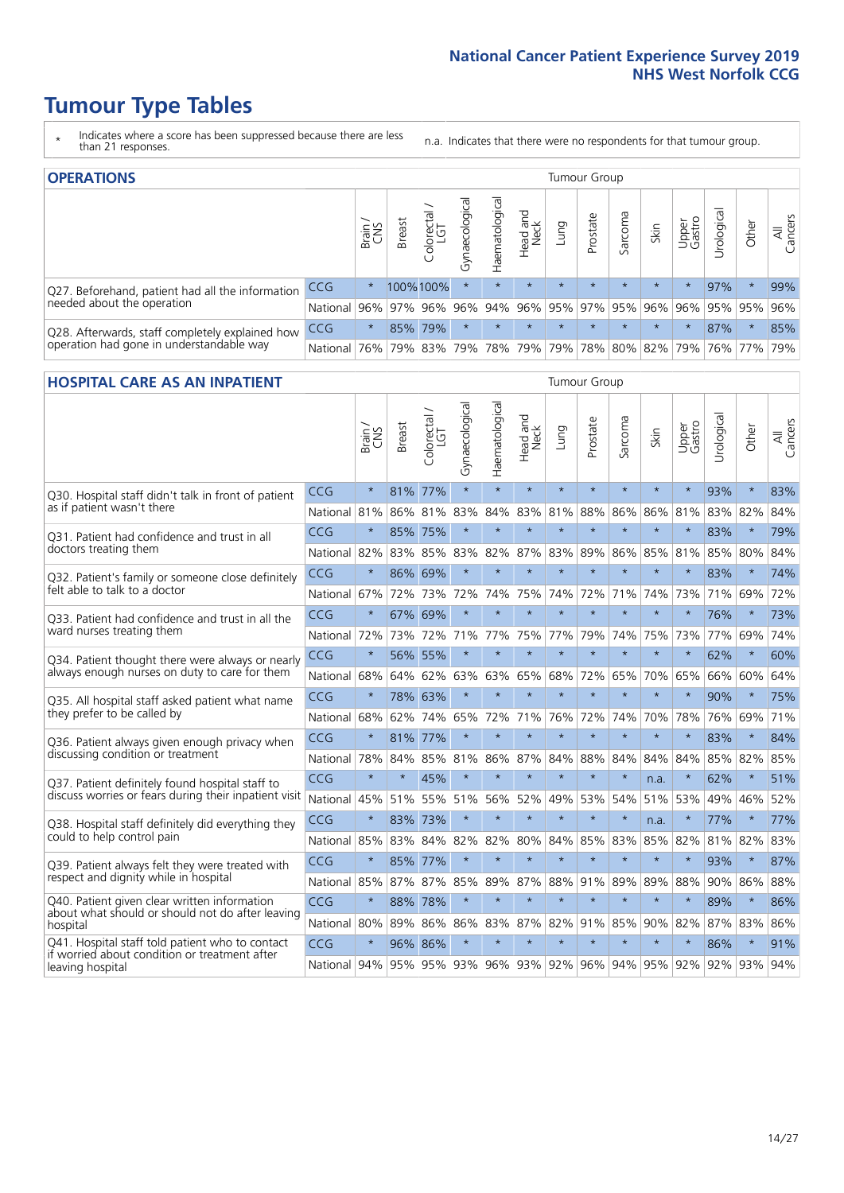# Tumour Type Tables

\* Indicates where a score has been suppressed because there are less than 21 responses.

n.a. Indicates that there were no respondents for that tumour group.

## OPERATIONS

| | | Brain / CNS | Breast | Colorectal / LGT | Gynaecological | Haematological | Head and Neck | Lung | Prostate | Sarcoma | Skin | Upper Gastro | Urological | Other | All Cancers |
|---|---|---|---|---|---|---|---|---|---|---|---|---|---|---|---|
| Q27. Beforehand, patient had all the information needed about the operation | CCG | * | 100% | 100% | * | * | * | * | * | * | * | * | 97% | * | 99% |
| | National | 96% | 97% | 96% | 96% | 94% | 96% | 95% | 97% | 95% | 96% | 96% | 95% | 95% | 96% |
| Q28. Afterwards, staff completely explained how operation had gone in understandable way | CCG | * | 85% | 79% | * | * | * | * | * | * | * | * | 87% | * | 85% |
| | National | 76% | 79% | 83% | 79% | 78% | 79% | 79% | 78% | 80% | 82% | 79% | 76% | 77% | 79% |

## HOSPITAL CARE AS AN INPATIENT

| | | Brain / CNS | Breast | Colorectal / LGT | Gynaecological | Haematological | Head and Neck | Lung | Prostate | Sarcoma | Skin | Upper Gastro | Urological | Other | All Cancers |
|---|---|---|---|---|---|---|---|---|---|---|---|---|---|---|---|
| Q30. Hospital staff didn't talk in front of patient as if patient wasn't there | CCG | * | 81% | 77% | * | * | * | * | * | * | * | * | 93% | * | 83% |
| | National | 81% | 86% | 81% | 83% | 84% | 83% | 81% | 88% | 86% | 86% | 81% | 83% | 82% | 84% |
| Q31. Patient had confidence and trust in all doctors treating them | CCG | * | 85% | 75% | * | * | * | * | * | * | * | * | 83% | * | 79% |
| | National | 82% | 83% | 85% | 83% | 82% | 87% | 83% | 89% | 86% | 85% | 81% | 85% | 80% | 84% |
| Q32. Patient's family or someone close definitely felt able to talk to a doctor | CCG | * | 86% | 69% | * | * | * | * | * | * | * | * | 83% | * | 74% |
| | National | 67% | 72% | 73% | 72% | 74% | 75% | 74% | 72% | 71% | 74% | 73% | 71% | 69% | 72% |
| Q33. Patient had confidence and trust in all the ward nurses treating them | CCG | * | 67% | 69% | * | * | * | * | * | * | * | * | 76% | * | 73% |
| | National | 72% | 73% | 72% | 71% | 77% | 75% | 77% | 79% | 74% | 75% | 73% | 77% | 69% | 74% |
| Q34. Patient thought there were always or nearly always enough nurses on duty to care for them | CCG | * | 56% | 55% | * | * | * | * | * | * | * | * | 62% | * | 60% |
| | National | 68% | 64% | 62% | 63% | 63% | 65% | 68% | 72% | 65% | 70% | 65% | 66% | 60% | 64% |
| Q35. All hospital staff asked patient what name they prefer to be called by | CCG | * | 78% | 63% | * | * | * | * | * | * | * | * | 90% | * | 75% |
| | National | 68% | 62% | 74% | 65% | 72% | 71% | 76% | 72% | 74% | 70% | 78% | 76% | 69% | 71% |
| Q36. Patient always given enough privacy when discussing condition or treatment | CCG | * | 81% | 77% | * | * | * | * | * | * | * | * | 83% | * | 84% |
| | National | 78% | 84% | 85% | 81% | 86% | 87% | 84% | 88% | 84% | 84% | 84% | 85% | 82% | 85% |
| Q37. Patient definitely found hospital staff to discuss worries or fears during their inpatient visit | CCG | * | * | 45% | * | * | * | * | * | * | n.a. | * | 62% | * | 51% |
| | National | 45% | 51% | 55% | 51% | 56% | 52% | 49% | 53% | 54% | 51% | 53% | 49% | 46% | 52% |
| Q38. Hospital staff definitely did everything they could to help control pain | CCG | * | 83% | 73% | * | * | * | * | * | * | n.a. | * | 77% | * | 77% |
| | National | 85% | 83% | 84% | 82% | 82% | 80% | 84% | 85% | 83% | 85% | 82% | 81% | 82% | 83% |
| Q39. Patient always felt they were treated with respect and dignity while in hospital | CCG | * | 85% | 77% | * | * | * | * | * | * | * | * | 93% | * | 87% |
| | National | 85% | 87% | 87% | 85% | 89% | 87% | 88% | 91% | 89% | 89% | 88% | 90% | 86% | 88% |
| Q40. Patient given clear written information about what should or should not do after leaving hospital | CCG | * | 88% | 78% | * | * | * | * | * | * | * | * | 89% | * | 86% |
| | National | 80% | 89% | 86% | 86% | 83% | 87% | 82% | 91% | 85% | 90% | 82% | 87% | 83% | 86% |
| Q41. Hospital staff told patient who to contact if worried about condition or treatment after leaving hospital | CCG | * | 96% | 86% | * | * | * | * | * | * | * | * | 86% | * | 91% |
| | National | 94% | 95% | 95% | 93% | 96% | 93% | 92% | 96% | 94% | 95% | 92% | 92% | 93% | 94% |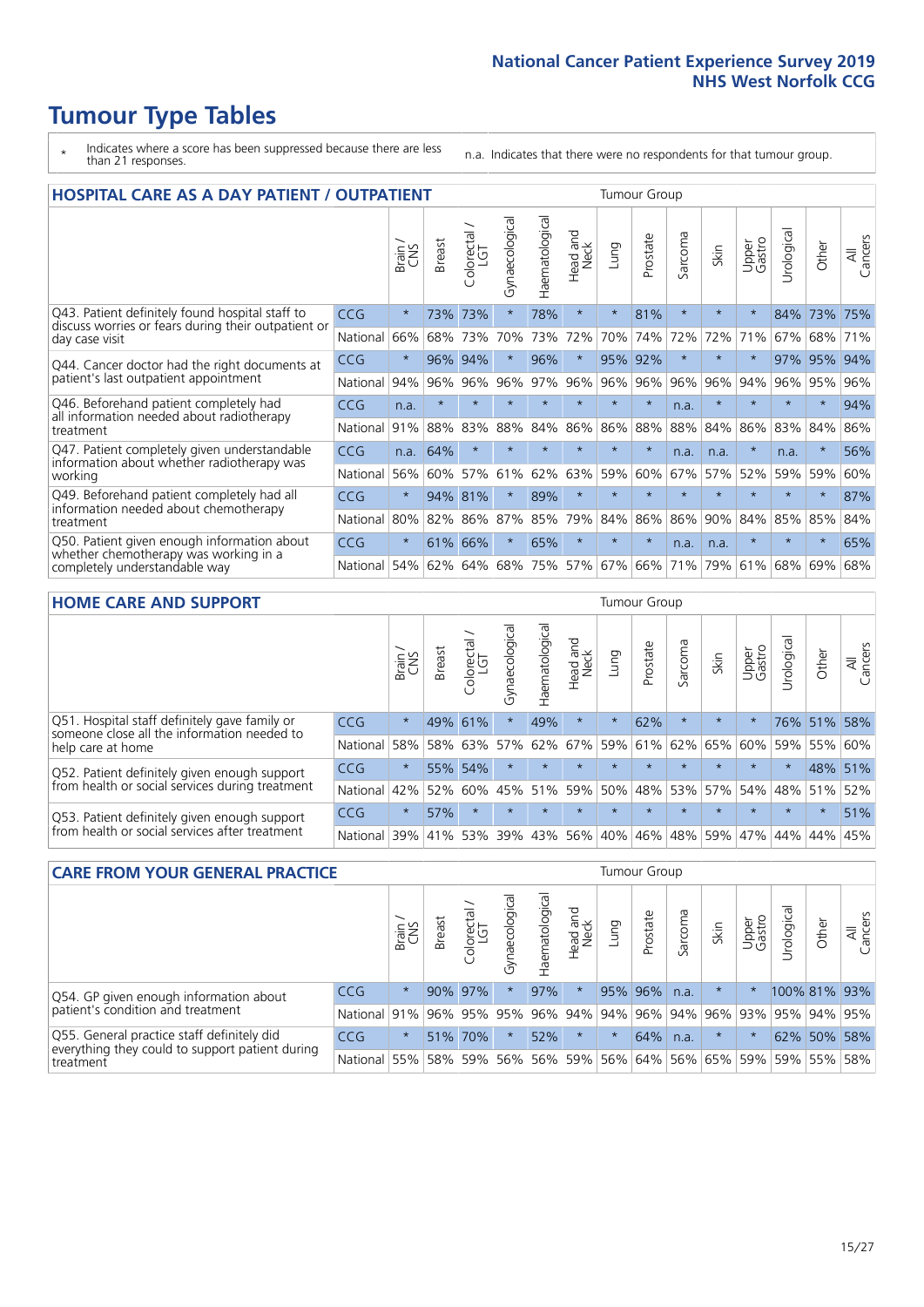# Tumour Type Tables

- \* Indicates where a score has been suppressed because there are less than 21 responses.
- n.a. Indicates that there were no respondents for that tumour group.

## HOSPITAL CARE AS A DAY PATIENT / OUTPATIENT

| | | Brain / CNS | Breast | Colorectal / LGT | Gynaecological | Haematological | Head and Neck | Lung | Prostate | Sarcoma | Skin | Upper Gastro | Urological | Other | All Cancers |
|---|---|---|---|---|---|---|---|---|---|---|---|---|---|---|---|
| Q43. Patient definitely found hospital staff to discuss worries or fears during their outpatient or day case visit | CCG | * | 73% | 73% | * | 78% | * | * | 81% | * | * | * | 84% | 73% | 75% |
| | National | 66% | 68% | 73% | 70% | 73% | 72% | 70% | 74% | 72% | 72% | 71% | 67% | 68% | 71% |
| Q44. Cancer doctor had the right documents at patient's last outpatient appointment | CCG | * | 96% | 94% | * | 96% | * | 95% | 92% | * | * | * | 97% | 95% | 94% |
| | National | 94% | 96% | 96% | 96% | 97% | 96% | 96% | 96% | 96% | 96% | 94% | 96% | 95% | 96% |
| Q46. Beforehand patient completely had all information needed about radiotherapy treatment | CCG | n.a. | * | * | * | * | * | * | * | n.a. | * | * | * | * | 94% |
| | National | 91% | 88% | 83% | 88% | 84% | 86% | 86% | 88% | 88% | 84% | 86% | 83% | 84% | 86% |
| Q47. Patient completely given understandable information about whether radiotherapy was working | CCG | n.a. | 64% | * | * | * | * | * | * | n.a. | n.a. | * | n.a. | * | 56% |
| | National | 56% | 60% | 57% | 61% | 62% | 63% | 59% | 60% | 67% | 57% | 52% | 59% | 59% | 60% |
| Q49. Beforehand patient completely had all information needed about chemotherapy treatment | CCG | * | 94% | 81% | * | 89% | * | * | * | * | * | * | * | * | 87% |
| | National | 80% | 82% | 86% | 87% | 85% | 79% | 84% | 86% | 86% | 90% | 84% | 85% | 85% | 84% |
| Q50. Patient given enough information about whether chemotherapy was working in a completely understandable way | CCG | * | 61% | 66% | * | 65% | * | * | * | n.a. | n.a. | * | * | * | 65% |
| | National | 54% | 62% | 64% | 68% | 75% | 57% | 67% | 66% | 71% | 79% | 61% | 68% | 69% | 68% |

## HOME CARE AND SUPPORT

| | | Brain / CNS | Breast | Colorectal / LGT | Gynaecological | Haematological | Head and Neck | Lung | Prostate | Sarcoma | Skin | Upper Gastro | Urological | Other | All Cancers |
|---|---|---|---|---|---|---|---|---|---|---|---|---|---|---|---|
| Q51. Hospital staff definitely gave family or someone close all the information needed to help care at home | CCG | * | 49% | 61% | * | 49% | * | * | 62% | * | * | * | 76% | 51% | 58% |
| | National | 58% | 58% | 63% | 57% | 62% | 67% | 59% | 61% | 62% | 65% | 60% | 59% | 55% | 60% |
| Q52. Patient definitely given enough support from health or social services during treatment | CCG | * | 55% | 54% | * | * | * | * | * | * | * | * | * | 48% | 51% |
| | National | 42% | 52% | 60% | 45% | 51% | 59% | 50% | 48% | 53% | 57% | 54% | 48% | 51% | 52% |
| Q53. Patient definitely given enough support from health or social services after treatment | CCG | * | 57% | * | * | * | * | * | * | * | * | * | * | * | 51% |
| | National | 39% | 41% | 53% | 39% | 43% | 56% | 40% | 46% | 48% | 59% | 47% | 44% | 44% | 45% |

## CARE FROM YOUR GENERAL PRACTICE

| | | Brain / CNS | Breast | Colorectal / LGT | Gynaecological | Haematological | Head and Neck | Lung | Prostate | Sarcoma | Skin | Upper Gastro | Urological | Other | All Cancers |
|---|---|---|---|---|---|---|---|---|---|---|---|---|---|---|---|
| Q54. GP given enough information about patient's condition and treatment | CCG | * | 90% | 97% | * | 97% | * | 95% | 96% | n.a. | * | * | 100% | 81% | 93% |
| | National | 91% | 96% | 95% | 95% | 96% | 94% | 94% | 96% | 94% | 96% | 93% | 95% | 94% | 95% |
| Q55. General practice staff definitely did everything they could to support patient during treatment | CCG | * | 51% | 70% | * | 52% | * | * | 64% | n.a. | * | * | 62% | 50% | 58% |
| | National | 55% | 58% | 59% | 56% | 56% | 59% | 56% | 64% | 56% | 65% | 59% | 59% | 55% | 58% |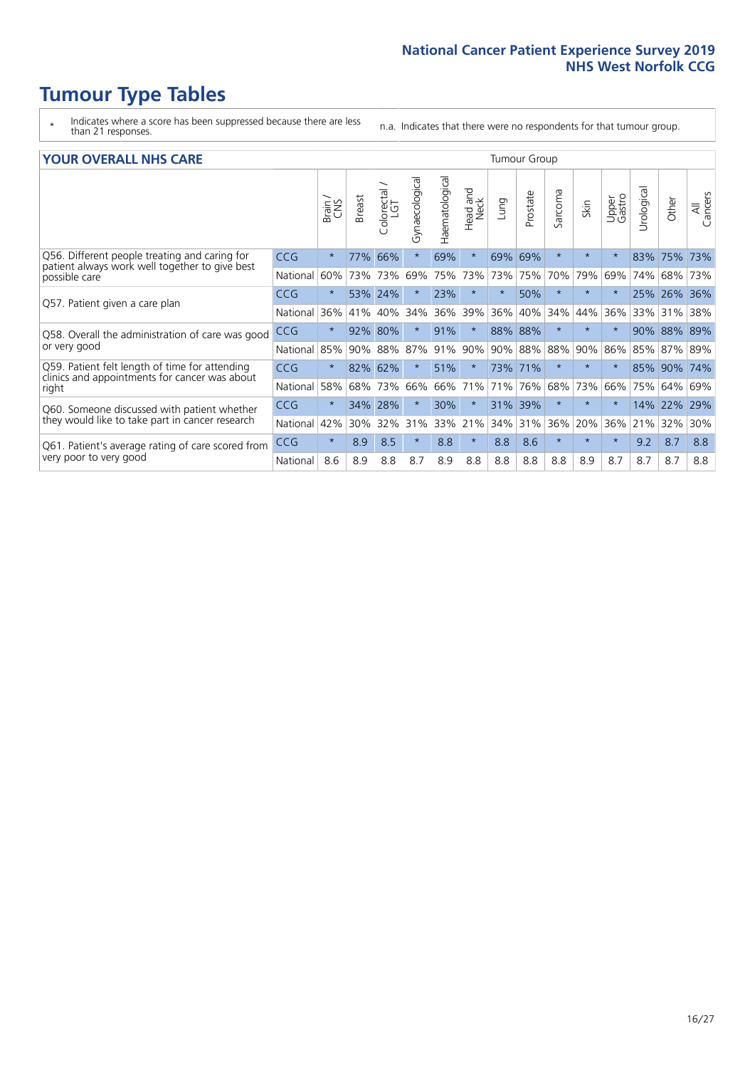# Tumour Type Tables

- \* Indicates where a score has been suppressed because there are less than 21 responses.
- n.a. Indicates that there were no respondents for that tumour group.

## YOUR OVERALL NHS CARE

| | | Brain / CNS | Breast | Colorectal / LGT | Gynaecological | Haematological | Head and Neck | Lung | Prostate | Sarcoma | Skin | Upper Gastro | Urological | Other | All Cancers |
|---|---|---|---|---|---|---|---|---|---|---|---|---|---|---|---|
| Q56. Different people treating and caring for patient always work well together to give best possible care | CCG | * | 77% | 66% | * | 69% | * | 69% | 69% | * | * | * | 83% | 75% | 73% |
| | National | 60% | 73% | 73% | 69% | 75% | 73% | 73% | 75% | 70% | 79% | 69% | 74% | 68% | 73% |
| Q57. Patient given a care plan | CCG | * | 53% | 24% | * | 23% | * | * | 50% | * | * | * | 25% | 26% | 36% |
| | National | 36% | 41% | 40% | 34% | 36% | 39% | 36% | 40% | 34% | 44% | 36% | 33% | 31% | 38% |
| Q58. Overall the administration of care was good or very good | CCG | * | 92% | 80% | * | 91% | * | 88% | 88% | * | * | * | 90% | 88% | 89% |
| | National | 85% | 90% | 88% | 87% | 91% | 90% | 90% | 88% | 88% | 90% | 86% | 85% | 87% | 89% |
| Q59. Patient felt length of time for attending clinics and appointments for cancer was about right | CCG | * | 82% | 62% | * | 51% | * | 73% | 71% | * | * | * | 85% | 90% | 74% |
| | National | 58% | 68% | 73% | 66% | 66% | 71% | 71% | 76% | 68% | 73% | 66% | 75% | 64% | 69% |
| Q60. Someone discussed with patient whether they would like to take part in cancer research | CCG | * | 34% | 28% | * | 30% | * | 31% | 39% | * | * | * | 14% | 22% | 29% |
| | National | 42% | 30% | 32% | 31% | 33% | 21% | 34% | 31% | 36% | 20% | 36% | 21% | 32% | 30% |
| Q61. Patient's average rating of care scored from very poor to very good | CCG | * | 8.9 | 8.5 | * | 8.8 | * | 8.8 | 8.6 | * | * | * | 9.2 | 8.7 | 8.8 |
| | National | 8.6 | 8.9 | 8.8 | 8.7 | 8.9 | 8.8 | 8.8 | 8.8 | 8.8 | 8.9 | 8.7 | 8.7 | 8.7 | 8.8 |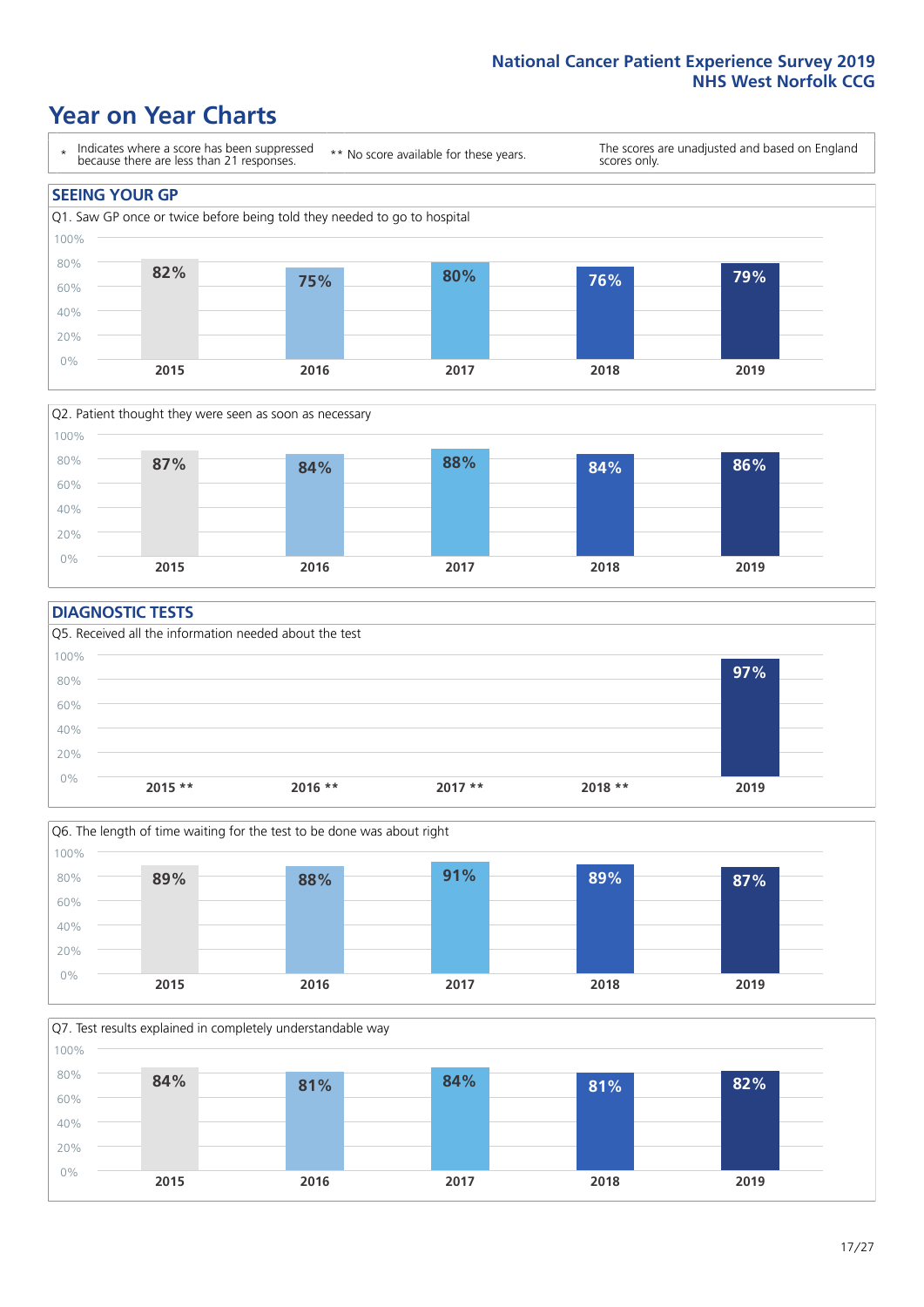# Year on Year Charts

\* Indicates where a score has been suppressed because there are less than 21 responses.

\*\* No score available for these years.

The scores are unadjusted and based on England scores only.

## SEEING YOUR GP

Q1. Saw GP once or twice before being told they needed to go to hospital

| 2015 | 2016 | 2017 | 2018 | 2019 |
|---|---|---|---|---|
| 82% | 75% | 80% | 76% | 79% |

Q2. Patient thought they were seen as soon as necessary

| 2015 | 2016 | 2017 | 2018 | 2019 |
|---|---|---|---|---|
| 87% | 84% | 88% | 84% | 86% |

## DIAGNOSTIC TESTS

Q5. Received all the information needed about the test

| 2015 ** | 2016 ** | 2017 ** | 2018 ** | 2019 |
|---|---|---|---|---|
| | | | | 97% |

Q6. The length of time waiting for the test to be done was about right

| 2015 | 2016 | 2017 | 2018 | 2019 |
|---|---|---|---|---|
| 89% | 88% | 91% | 89% | 87% |

Q7. Test results explained in completely understandable way

| 2015 | 2016 | 2017 | 2018 | 2019 |
|---|---|---|---|---|
| 84% | 81% | 84% | 81% | 82% |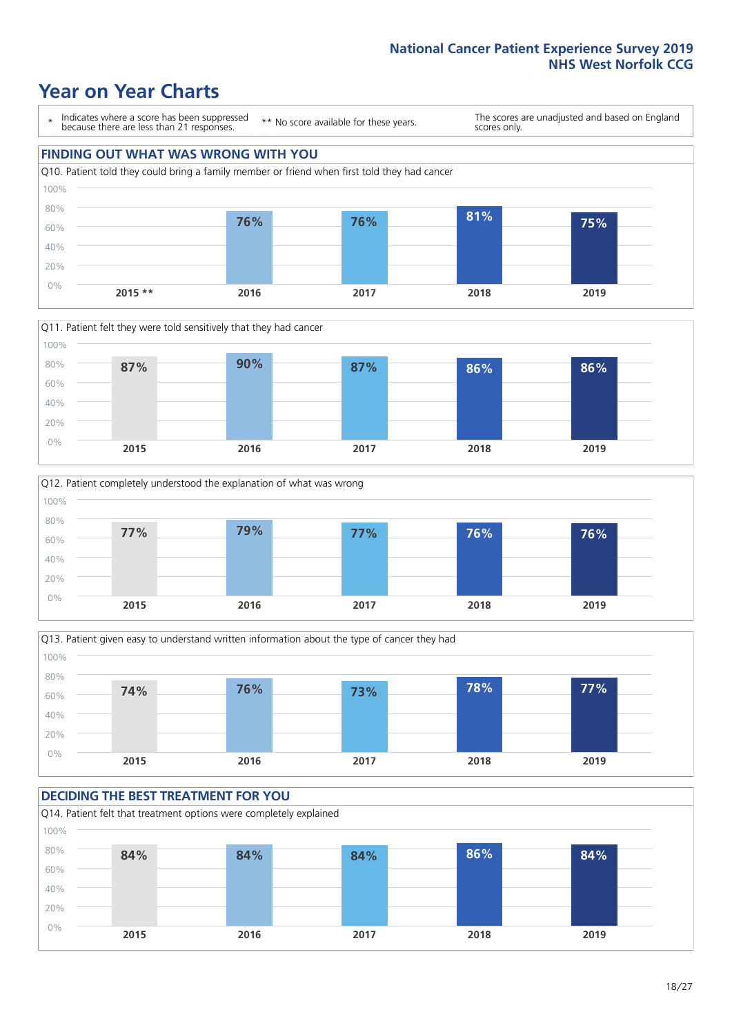# Year on Year Charts

\* Indicates where a score has been suppressed because there are less than 21 responses.

** No score available for these years.

The scores are unadjusted and based on England scores only.

## FINDING OUT WHAT WAS WRONG WITH YOU

Q10. Patient told they could bring a family member or friend when first told they had cancer

| 2015 ** | 2016 | 2017 | 2018 | 2019 |
|---|---|---|---|---|
| | 76% | 76% | 81% | 75% |

Q11. Patient felt they were told sensitively that they had cancer

| 2015 | 2016 | 2017 | 2018 | 2019 |
|---|---|---|---|---|
| 87% | 90% | 87% | 86% | 86% |

Q12. Patient completely understood the explanation of what was wrong

| 2015 | 2016 | 2017 | 2018 | 2019 |
|---|---|---|---|---|
| 77% | 79% | 77% | 76% | 76% |

Q13. Patient given easy to understand written information about the type of cancer they had

| 2015 | 2016 | 2017 | 2018 | 2019 |
|---|---|---|---|---|
| 74% | 76% | 73% | 78% | 77% |

## DECIDING THE BEST TREATMENT FOR YOU

Q14. Patient felt that treatment options were completely explained

| 2015 | 2016 | 2017 | 2018 | 2019 |
|---|---|---|---|---|
| 84% | 84% | 84% | 86% | 84% |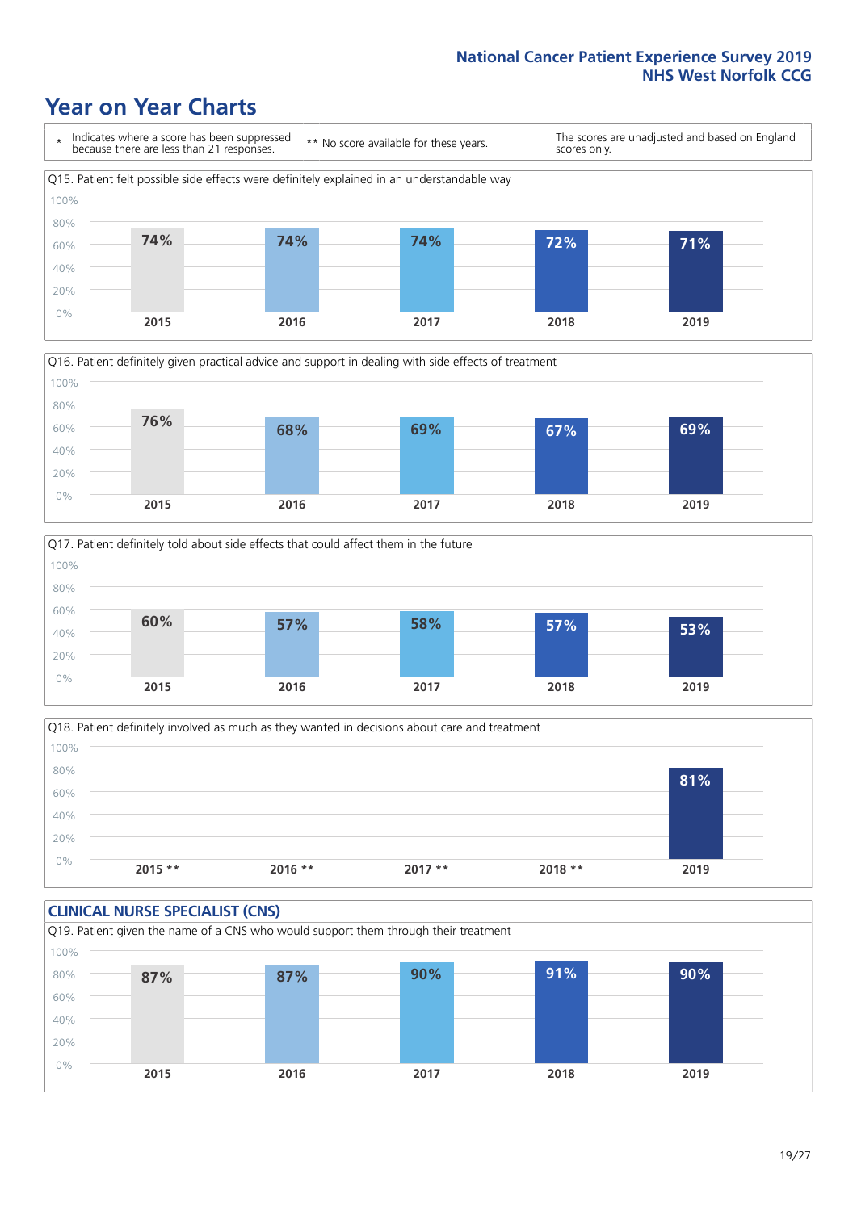# Year on Year Charts

| * Indicates where a score has been suppressed because there are less than 21 responses. | ** No score available for these years. | The scores are unadjusted and based on England scores only. |
|---|---|---|

Q15. Patient felt possible side effects were definitely explained in an understandable way

| 2015 | 2016 | 2017 | 2018 | 2019 |
|---|---|---|---|---|
| 74% | 74% | 74% | 72% | 71% |

Q16. Patient definitely given practical advice and support in dealing with side effects of treatment

| 2015 | 2016 | 2017 | 2018 | 2019 |
|---|---|---|---|---|
| 76% | 68% | 69% | 67% | 69% |

Q17. Patient definitely told about side effects that could affect them in the future

| 2015 | 2016 | 2017 | 2018 | 2019 |
|---|---|---|---|---|
| 60% | 57% | 58% | 57% | 53% |

Q18. Patient definitely involved as much as they wanted in decisions about care and treatment

| 2015 ** | 2016 ** | 2017 ** | 2018 ** | 2019 |
|---|---|---|---|---|
| | | | | 81% |

## CLINICAL NURSE SPECIALIST (CNS)

Q19. Patient given the name of a CNS who would support them through their treatment

| 2015 | 2016 | 2017 | 2018 | 2019 |
|---|---|---|---|---|
| 87% | 87% | 90% | 91% | 90% |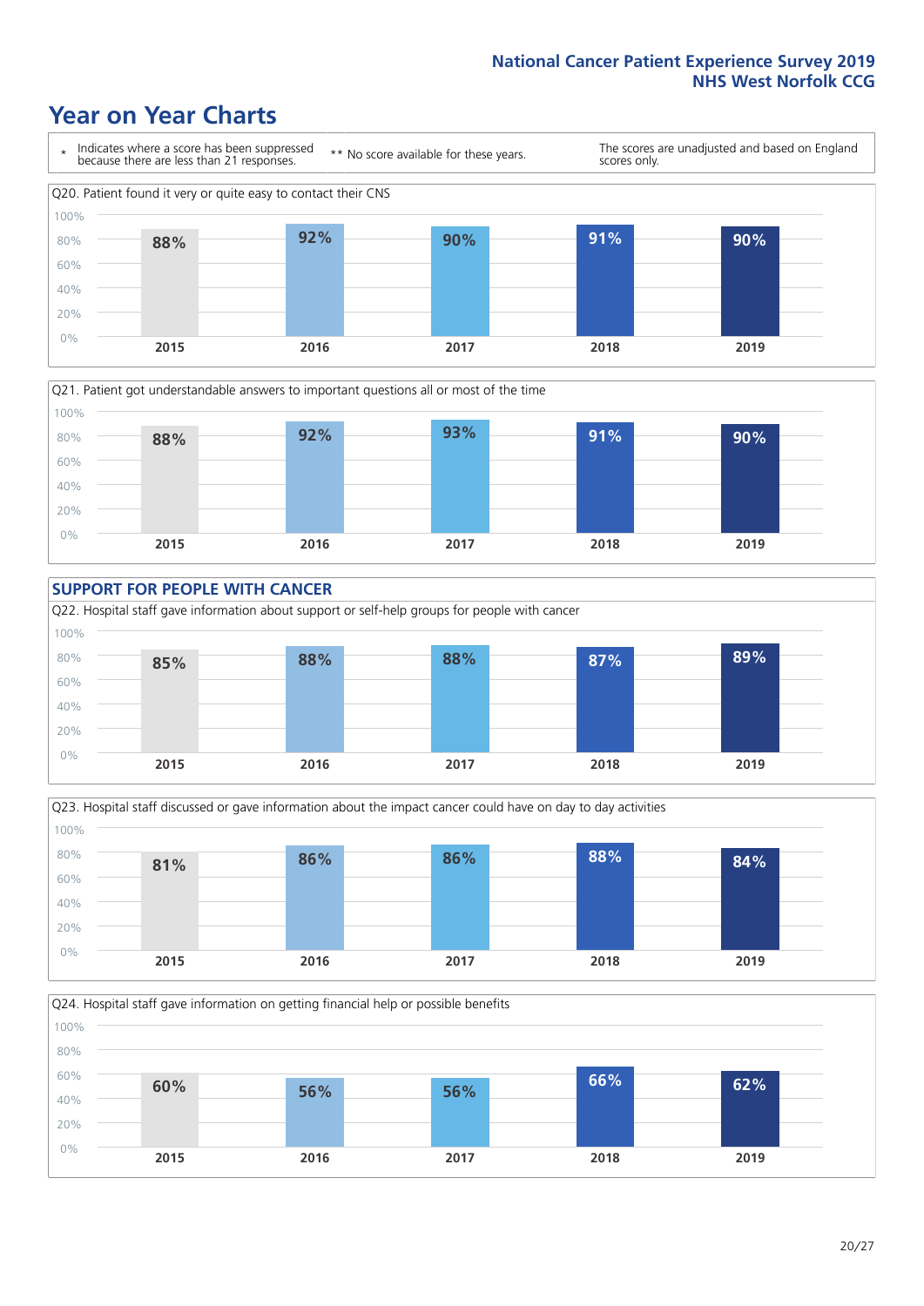National Cancer Patient Experience Survey 2019
NHS West Norfolk CCG

# Year on Year Charts

\* Indicates where a score has been suppressed because there are less than 21 responses. ** No score available for these years. The scores are unadjusted and based on England scores only.

Q20. Patient found it very or quite easy to contact their CNS

| 2015 | 2016 | 2017 | 2018 | 2019 |
|---|---|---|---|---|
| 88% | 92% | 90% | 91% | 90% |

Q21. Patient got understandable answers to important questions all or most of the time

| 2015 | 2016 | 2017 | 2018 | 2019 |
|---|---|---|---|---|
| 88% | 92% | 93% | 91% | 90% |

## SUPPORT FOR PEOPLE WITH CANCER

Q22. Hospital staff gave information about support or self-help groups for people with cancer

| 2015 | 2016 | 2017 | 2018 | 2019 |
|---|---|---|---|---|
| 85% | 88% | 88% | 87% | 89% |

Q23. Hospital staff discussed or gave information about the impact cancer could have on day to day activities

| 2015 | 2016 | 2017 | 2018 | 2019 |
|---|---|---|---|---|
| 81% | 86% | 86% | 88% | 84% |

Q24. Hospital staff gave information on getting financial help or possible benefits

| 2015 | 2016 | 2017 | 2018 | 2019 |
|---|---|---|---|---|
| 60% | 56% | 56% | 66% | 62% |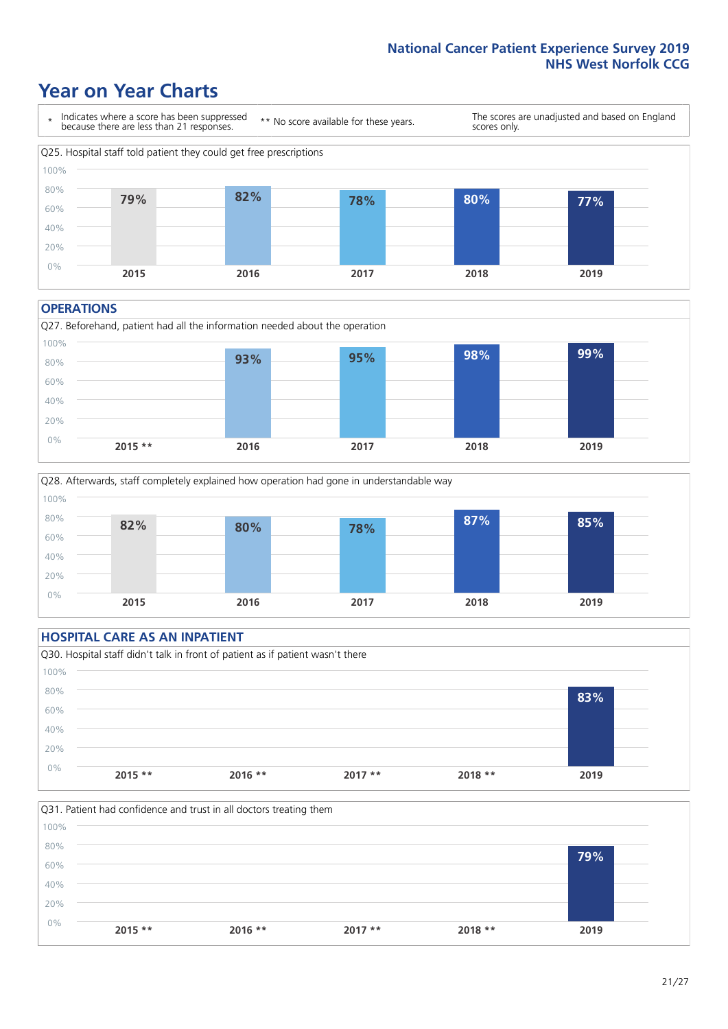# Year on Year Charts

\* Indicates where a score has been suppressed because there are less than 21 responses.

\*\* No score available for these years.

The scores are unadjusted and based on England scores only.

Q25. Hospital staff told patient they could get free prescriptions

| 2015 | 2016 | 2017 | 2018 | 2019 |
|---|---|---|---|---|
| 79% | 82% | 78% | 80% | 77% |

## OPERATIONS

Q27. Beforehand, patient had all the information needed about the operation

| 2015 ** | 2016 | 2017 | 2018 | 2019 |
|---|---|---|---|---|
| | 93% | 95% | 98% | 99% |

Q28. Afterwards, staff completely explained how operation had gone in understandable way

| 2015 | 2016 | 2017 | 2018 | 2019 |
|---|---|---|---|---|
| 82% | 80% | 78% | 87% | 85% |

## HOSPITAL CARE AS AN INPATIENT

Q30. Hospital staff didn't talk in front of patient as if patient wasn't there

| 2015 ** | 2016 ** | 2017 ** | 2018 ** | 2019 |
|---|---|---|---|---|
| | | | | 83% |

Q31. Patient had confidence and trust in all doctors treating them

| 2015 ** | 2016 ** | 2017 ** | 2018 ** | 2019 |
|---|---|---|---|---|
| | | | | 79% |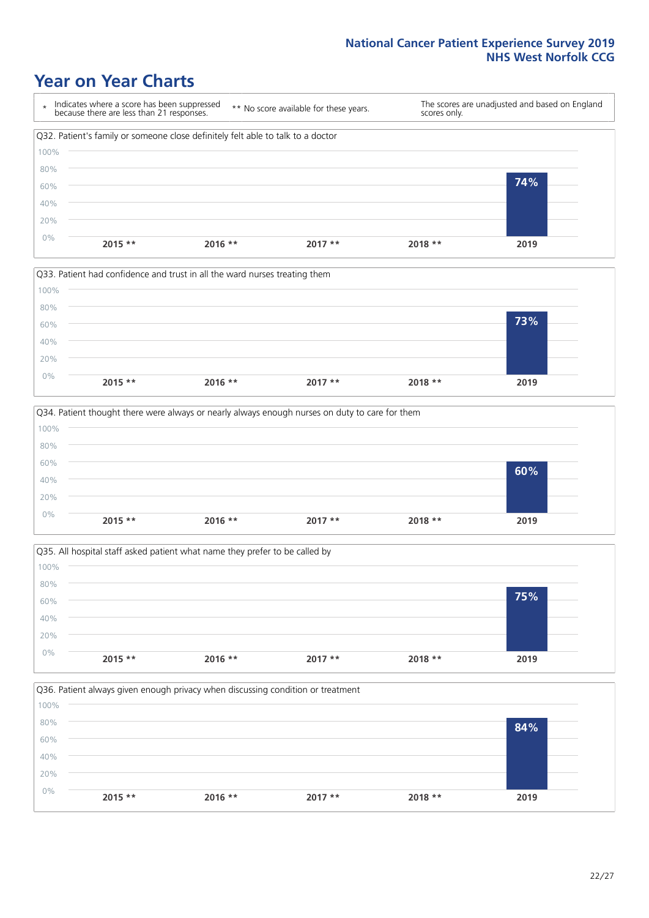# Year on Year Charts

| * Indicates where a score has been suppressed because there are less than 21 responses. | ** No score available for these years. | The scores are unadjusted and based on England scores only. |
|---|---|---|

Q32. Patient's family or someone close definitely felt able to talk to a doctor

| 2015 ** | 2016 ** | 2017 ** | 2018 ** | 2019 |
|---|---|---|---|---|
| | | | | 74% |

Q33. Patient had confidence and trust in all the ward nurses treating them

| 2015 ** | 2016 ** | 2017 ** | 2018 ** | 2019 |
|---|---|---|---|---|
| | | | | 73% |

Q34. Patient thought there were always or nearly always enough nurses on duty to care for them

| 2015 ** | 2016 ** | 2017 ** | 2018 ** | 2019 |
|---|---|---|---|---|
| | | | | 60% |

Q35. All hospital staff asked patient what name they prefer to be called by

| 2015 ** | 2016 ** | 2017 ** | 2018 ** | 2019 |
|---|---|---|---|---|
| | | | | 75% |

Q36. Patient always given enough privacy when discussing condition or treatment

| 2015 ** | 2016 ** | 2017 ** | 2018 ** | 2019 |
|---|---|---|---|---|
| | | | | 84% |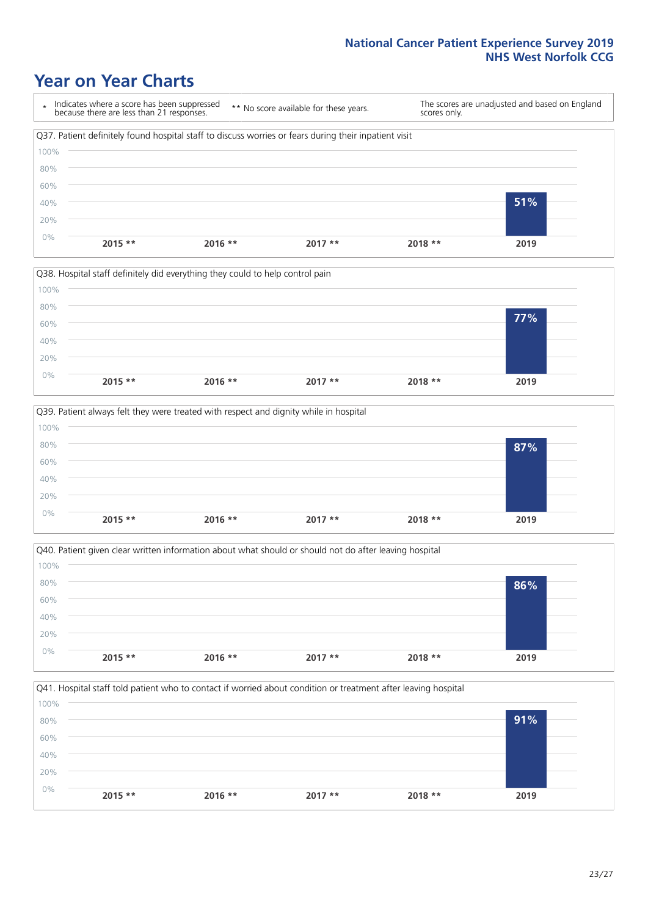## Year on Year Charts

| * Indicates where a score has been suppressed because there are less than 21 responses. | ** No score available for these years. | The scores are unadjusted and based on England scores only. |
|---|---|---|

Q37. Patient definitely found hospital staff to discuss worries or fears during their inpatient visit

| 2015 ** | 2016 ** | 2017 ** | 2018 ** | 2019 |
|---|---|---|---|---|
| | | | | 51% |

Q38. Hospital staff definitely did everything they could to help control pain

| 2015 ** | 2016 ** | 2017 ** | 2018 ** | 2019 |
|---|---|---|---|---|
| | | | | 77% |

Q39. Patient always felt they were treated with respect and dignity while in hospital

| 2015 ** | 2016 ** | 2017 ** | 2018 ** | 2019 |
|---|---|---|---|---|
| | | | | 87% |

Q40. Patient given clear written information about what should or should not do after leaving hospital

| 2015 ** | 2016 ** | 2017 ** | 2018 ** | 2019 |
|---|---|---|---|---|
| | | | | 86% |

Q41. Hospital staff told patient who to contact if worried about condition or treatment after leaving hospital

| 2015 ** | 2016 ** | 2017 ** | 2018 ** | 2019 |
|---|---|---|---|---|
| | | | | 91% |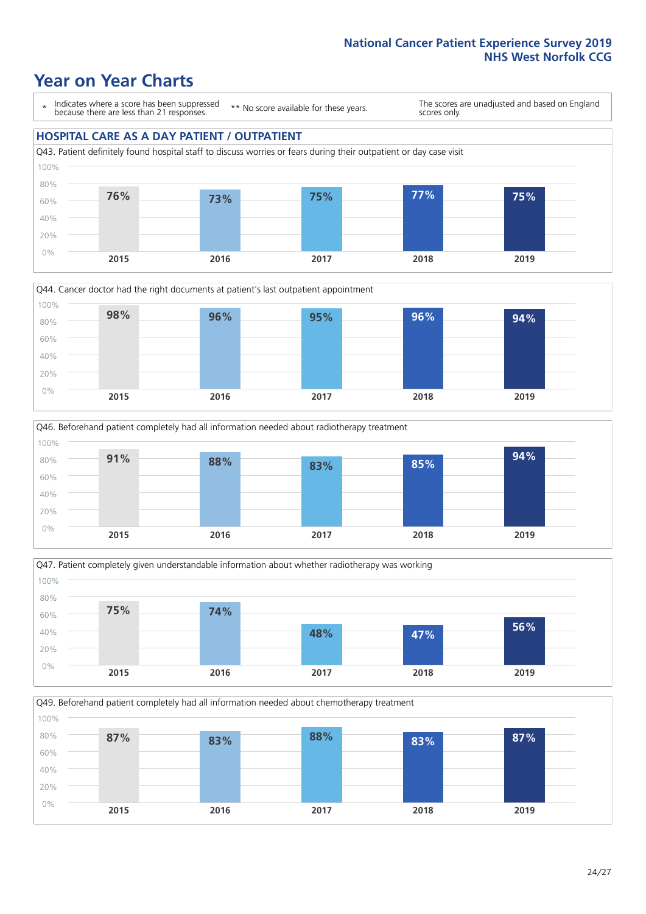# Year on Year Charts

\* Indicates where a score has been suppressed because there are less than 21 responses.

\*\* No score available for these years.

The scores are unadjusted and based on England scores only.

## HOSPITAL CARE AS A DAY PATIENT / OUTPATIENT

Q43. Patient definitely found hospital staff to discuss worries or fears during their outpatient or day case visit

| 2015 | 2016 | 2017 | 2018 | 2019 |
|---|---|---|---|---|
| 76% | 73% | 75% | 77% | 75% |

Q44. Cancer doctor had the right documents at patient's last outpatient appointment

| 2015 | 2016 | 2017 | 2018 | 2019 |
|---|---|---|---|---|
| 98% | 96% | 95% | 96% | 94% |

Q46. Beforehand patient completely had all information needed about radiotherapy treatment

| 2015 | 2016 | 2017 | 2018 | 2019 |
|---|---|---|---|---|
| 91% | 88% | 83% | 85% | 94% |

Q47. Patient completely given understandable information about whether radiotherapy was working

| 2015 | 2016 | 2017 | 2018 | 2019 |
|---|---|---|---|---|
| 75% | 74% | 48% | 47% | 56% |

Q49. Beforehand patient completely had all information needed about chemotherapy treatment

| 2015 | 2016 | 2017 | 2018 | 2019 |
|---|---|---|---|---|
| 87% | 83% | 88% | 83% | 87% |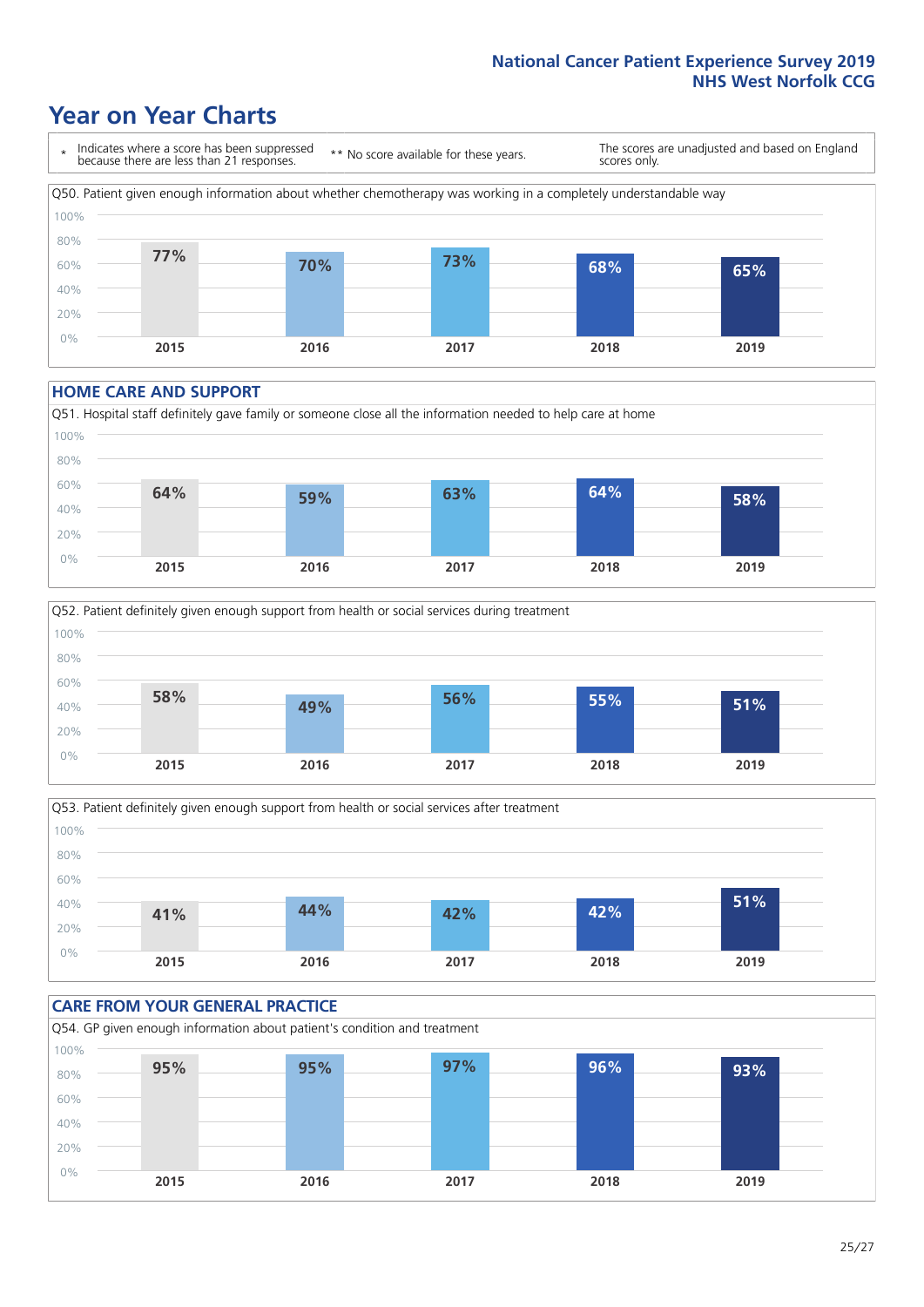# Year on Year Charts

\* Indicates where a score has been suppressed because there are less than 21 responses.

** No score available for these years.

The scores are unadjusted and based on England scores only.

Q50. Patient given enough information about whether chemotherapy was working in a completely understandable way

| 2015 | 2016 | 2017 | 2018 | 2019 |
|---|---|---|---|---|
| 77% | 70% | 73% | 68% | 65% |

## HOME CARE AND SUPPORT

Q51. Hospital staff definitely gave family or someone close all the information needed to help care at home

| 2015 | 2016 | 2017 | 2018 | 2019 |
|---|---|---|---|---|
| 64% | 59% | 63% | 64% | 58% |

Q52. Patient definitely given enough support from health or social services during treatment

| 2015 | 2016 | 2017 | 2018 | 2019 |
|---|---|---|---|---|
| 58% | 49% | 56% | 55% | 51% |

Q53. Patient definitely given enough support from health or social services after treatment

| 2015 | 2016 | 2017 | 2018 | 2019 |
|---|---|---|---|---|
| 41% | 44% | 42% | 42% | 51% |

## CARE FROM YOUR GENERAL PRACTICE

Q54. GP given enough information about patient's condition and treatment

| 2015 | 2016 | 2017 | 2018 | 2019 |
|---|---|---|---|---|
| 95% | 95% | 97% | 96% | 93% |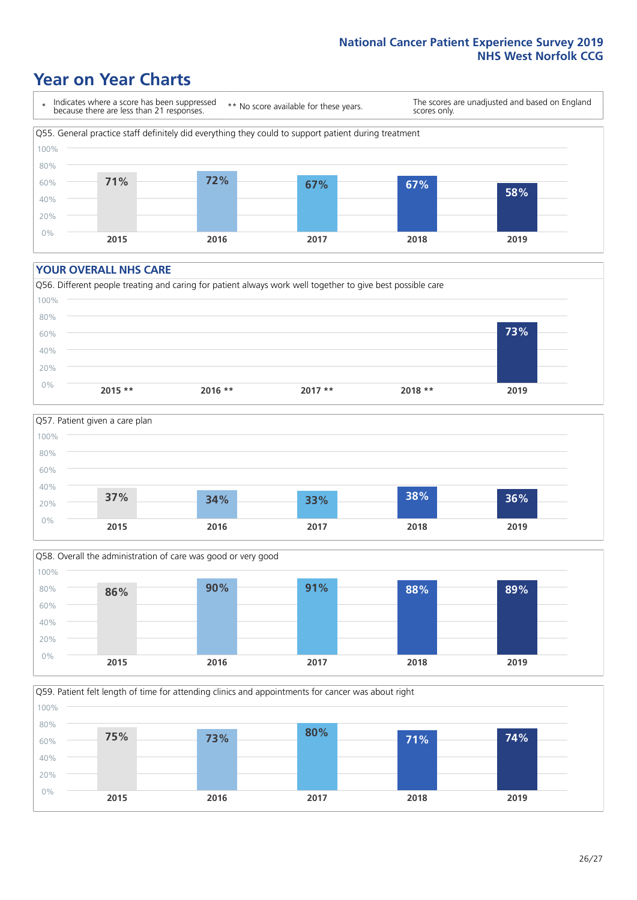# Year on Year Charts

| * Indicates where a score has been suppressed because there are less than 21 responses. | ** No score available for these years. | The scores are unadjusted and based on England scores only. |
|---|---|---|

Q55. General practice staff definitely did everything they could to support patient during treatment

| 2015 | 2016 | 2017 | 2018 | 2019 |
|---|---|---|---|---|
| 71% | 72% | 67% | 67% | 58% |

## YOUR OVERALL NHS CARE

Q56. Different people treating and caring for patient always work well together to give best possible care

| 2015 ** | 2016 ** | 2017 ** | 2018 ** | 2019 |
|---|---|---|---|---|
| | | | | 73% |

Q57. Patient given a care plan

| 2015 | 2016 | 2017 | 2018 | 2019 |
|---|---|---|---|---|
| 37% | 34% | 33% | 38% | 36% |

Q58. Overall the administration of care was good or very good

| 2015 | 2016 | 2017 | 2018 | 2019 |
|---|---|---|---|---|
| 86% | 90% | 91% | 88% | 89% |

Q59. Patient felt length of time for attending clinics and appointments for cancer was about right

| 2015 | 2016 | 2017 | 2018 | 2019 |
|---|---|---|---|---|
| 75% | 73% | 80% | 71% | 74% |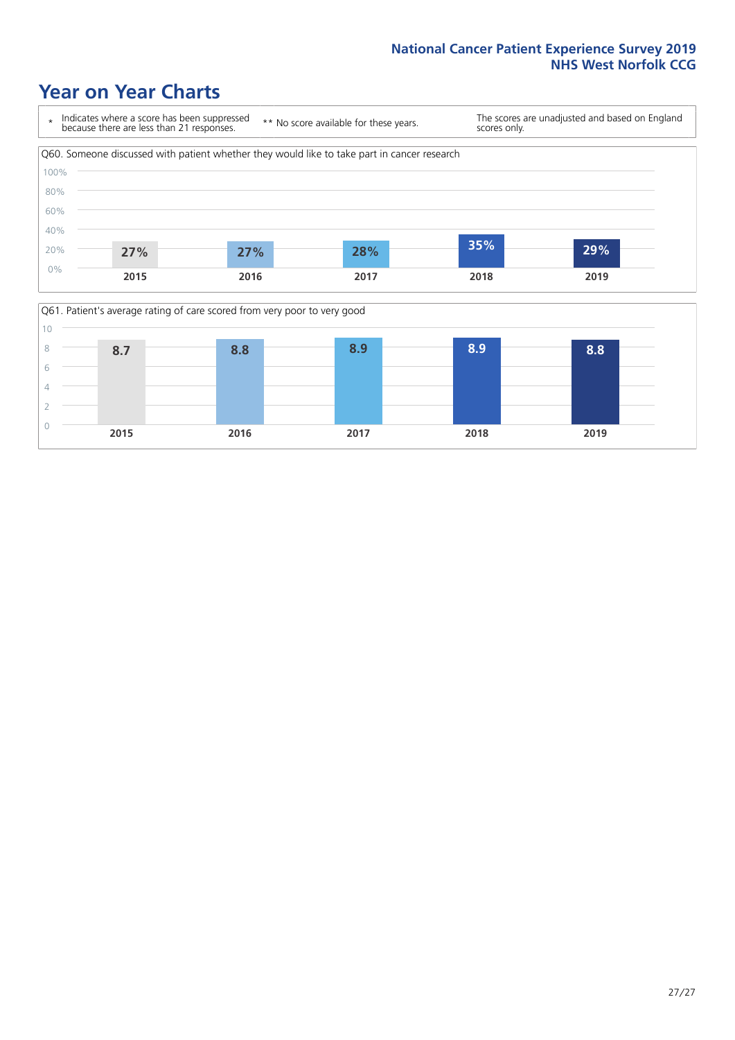# Year on Year Charts

\* Indicates where a score has been suppressed because there are less than 21 responses.

\*\* No score available for these years.

The scores are unadjusted and based on England scores only.

Q60. Someone discussed with patient whether they would like to take part in cancer research

100%
80%
60%
40%
20%
0%

27% 27% 28% 35% 29%

2015 2016 2017 2018 2019

Q61. Patient's average rating of care scored from very poor to very good

10
8
6
4
2
0

8.7 8.8 8.9 8.9 8.8

2015 2016 2017 2018 2019